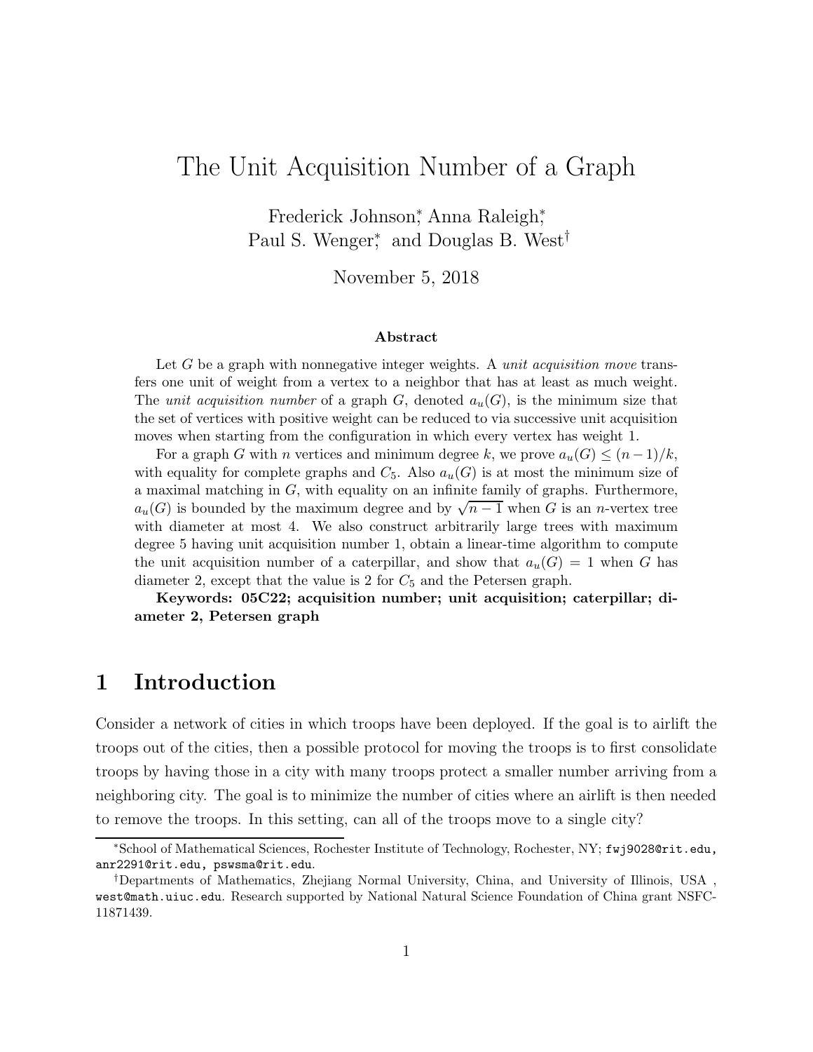# The Unit Acquisition Number of a Graph

Frederick Johnson[*], Anna Raleigh[*], Paul S. Wenger[*], and Douglas B. West[†]

November 5, 2018

### Abstract

Let $G$ be a graph with nonnegative integer weights. A *unit acquisition move* transfers one unit of weight from a vertex to a neighbor that has at least as much weight. The *unit acquisition number* of a graph $G$, denoted $a_u(G)$, is the minimum size that the set of vertices with positive weight can be reduced to via successive unit acquisition moves when starting from the configuration in which every vertex has weight 1.

For a graph $G$ with $n$ vertices and minimum degree $k$, we prove $a_u(G) \leq (n-1)/k$, with equality for complete graphs and $C_5$. Also $a_u(G)$ is at most the minimum size of a maximal matching in $G$, with equality on an infinite family of graphs. Furthermore, $a_u(G)$ is bounded by the maximum degree and by $\sqrt{n-1}$ when $G$ is an $n$-vertex tree with diameter at most 4. We also construct arbitrarily large trees with maximum degree 5 having unit acquisition number 1, obtain a linear-time algorithm to compute the unit acquisition number of a caterpillar, and show that $a_u(G) = 1$ when $G$ has diameter 2, except that the value is 2 for $C_5$ and the Petersen graph.

**Keywords: 05C22; acquisition number; unit acquisition; caterpillar; diameter 2, Petersen graph**

## 1 Introduction

Consider a network of cities in which troops have been deployed. If the goal is to airlift the troops out of the cities, then a possible protocol for moving the troops is to first consolidate troops by having those in a city with many troops protect a smaller number arriving from a neighboring city. The goal is to minimize the number of cities where an airlift is then needed to remove the troops. In this setting, can all of the troops move to a single city?

---

[*]School of Mathematical Sciences, Rochester Institute of Technology, Rochester, NY; fwj9028@rit.edu, anr2291@rit.edu, pswsma@rit.edu.

[†]Departments of Mathematics, Zhejiang Normal University, China, and University of Illinois, USA , west@math.uiuc.edu. Research supported by National Natural Science Foundation of China grant NSFC-11871439.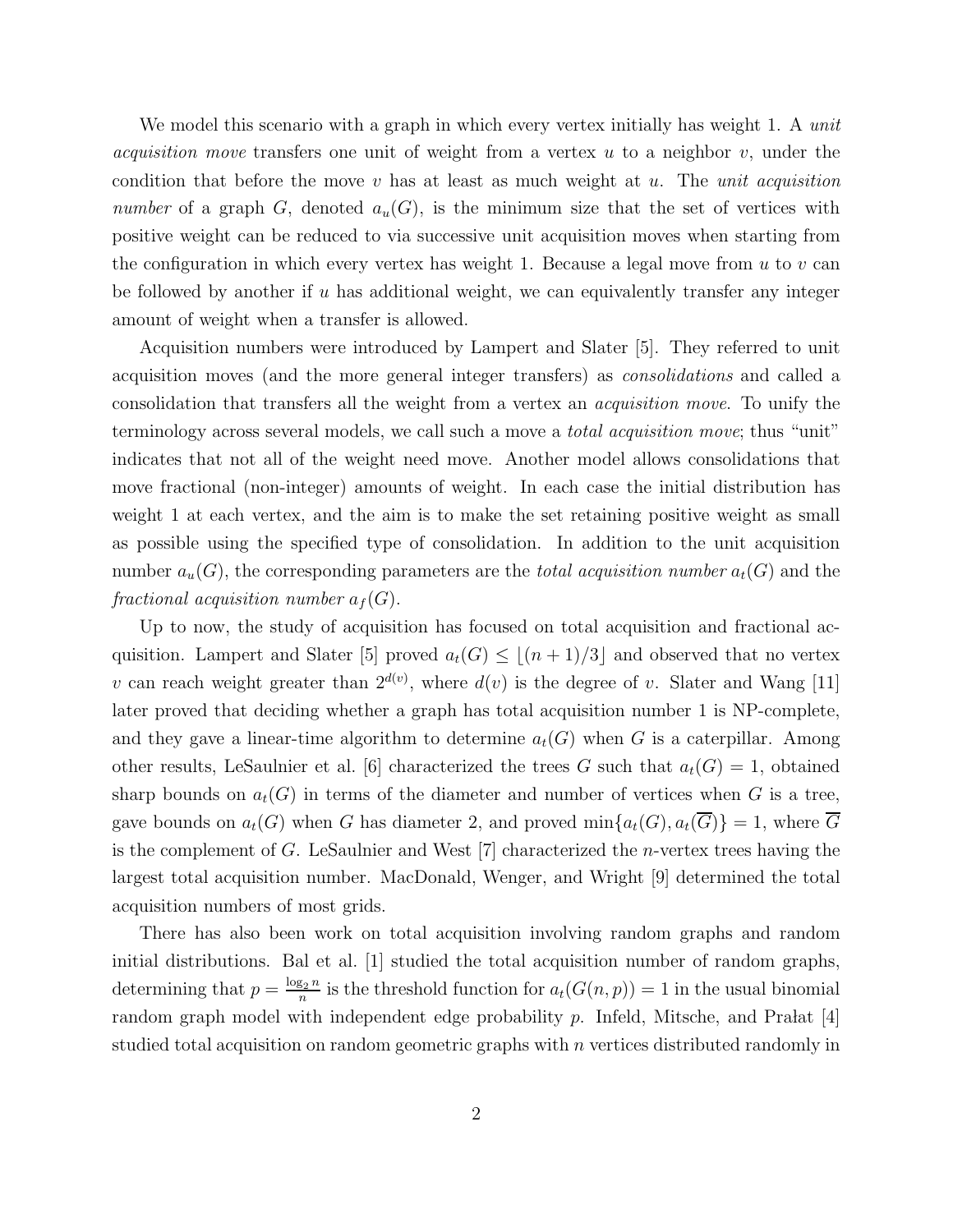We model this scenario with a graph in which every vertex initially has weight 1. A *unit acquisition move* transfers one unit of weight from a vertex $u$ to a neighbor $v$, under the condition that before the move $v$ has at least as much weight at $u$. The *unit acquisition number* of a graph $G$, denoted $a_u(G)$, is the minimum size that the set of vertices with positive weight can be reduced to via successive unit acquisition moves when starting from the configuration in which every vertex has weight 1. Because a legal move from $u$ to $v$ can be followed by another if $u$ has additional weight, we can equivalently transfer any integer amount of weight when a transfer is allowed.

Acquisition numbers were introduced by Lampert and Slater [5]. They referred to unit acquisition moves (and the more general integer transfers) as *consolidations* and called a consolidation that transfers all the weight from a vertex an *acquisition move*. To unify the terminology across several models, we call such a move a *total acquisition move*; thus "unit" indicates that not all of the weight need move. Another model allows consolidations that move fractional (non-integer) amounts of weight. In each case the initial distribution has weight 1 at each vertex, and the aim is to make the set retaining positive weight as small as possible using the specified type of consolidation. In addition to the unit acquisition number $a_u(G)$, the corresponding parameters are the *total acquisition number* $a_t(G)$ and the *fractional acquisition number* $a_f(G)$.

Up to now, the study of acquisition has focused on total acquisition and fractional acquisition. Lampert and Slater [5] proved $a_t(G) \le \lfloor (n+1)/3 \rfloor$ and observed that no vertex $v$ can reach weight greater than $2^{d(v)}$, where $d(v)$ is the degree of $v$. Slater and Wang [11] later proved that deciding whether a graph has total acquisition number 1 is NP-complete, and they gave a linear-time algorithm to determine $a_t(G)$ when $G$ is a caterpillar. Among other results, LeSaulnier et al. [6] characterized the trees $G$ such that $a_t(G) = 1$, obtained sharp bounds on $a_t(G)$ in terms of the diameter and number of vertices when $G$ is a tree, gave bounds on $a_t(G)$ when $G$ has diameter 2, and proved $\min\{a_t(G), a_t(\overline{G})\} = 1$, where $\overline{G}$ is the complement of $G$. LeSaulnier and West [7] characterized the $n$-vertex trees having the largest total acquisition number. MacDonald, Wenger, and Wright [9] determined the total acquisition numbers of most grids.

There has also been work on total acquisition involving random graphs and random initial distributions. Bal et al. [1] studied the total acquisition number of random graphs, determining that $p = \frac{\log_2 n}{n}$ is the threshold function for $a_t(G(n,p)) = 1$ in the usual binomial random graph model with independent edge probability $p$. Infeld, Mitsche, and Prałat [4] studied total acquisition on random geometric graphs with $n$ vertices distributed randomly in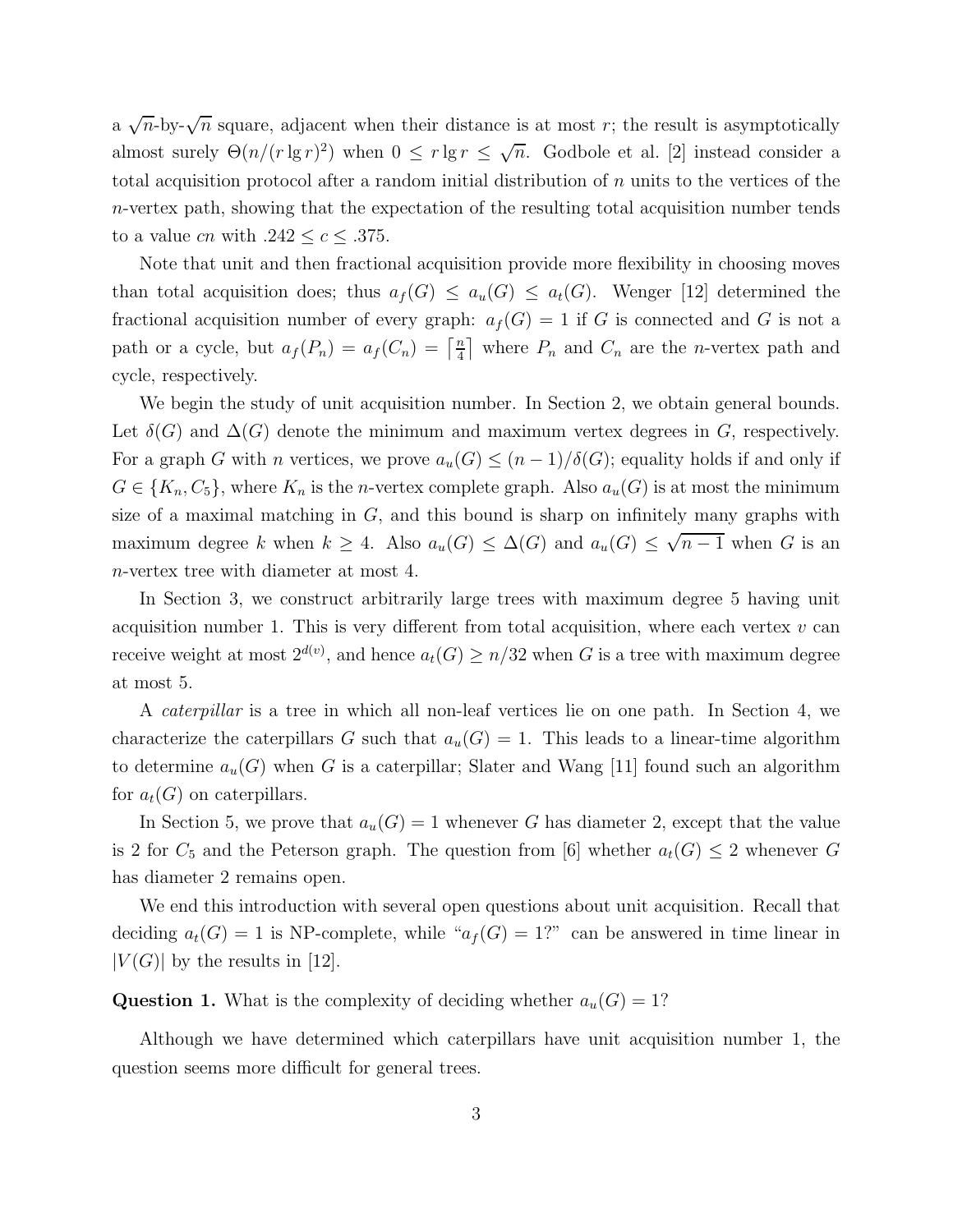a $\sqrt{n}$-by-$\sqrt{n}$ square, adjacent when their distance is at most $r$; the result is asymptotically almost surely $\Theta(n/(r \lg r)^2)$ when $0 \le r \lg r \le \sqrt{n}$. Godbole et al. [2] instead consider a total acquisition protocol after a random initial distribution of $n$ units to the vertices of the $n$-vertex path, showing that the expectation of the resulting total acquisition number tends to a value $cn$ with $.242 \le c \le .375$.

Note that unit and then fractional acquisition provide more flexibility in choosing moves than total acquisition does; thus $a_f(G) \le a_u(G) \le a_t(G)$. Wenger [12] determined the fractional acquisition number of every graph: $a_f(G) = 1$ if $G$ is connected and $G$ is not a path or a cycle, but $a_f(P_n) = a_f(C_n) = \left\lceil \frac{n}{4} \right\rceil$ where $P_n$ and $C_n$ are the $n$-vertex path and cycle, respectively.

We begin the study of unit acquisition number. In Section 2, we obtain general bounds. Let $\delta(G)$ and $\Delta(G)$ denote the minimum and maximum vertex degrees in $G$, respectively. For a graph $G$ with $n$ vertices, we prove $a_u(G) \le (n-1)/\delta(G)$; equality holds if and only if $G \in \{K_n, C_5\}$, where $K_n$ is the $n$-vertex complete graph. Also $a_u(G)$ is at most the minimum size of a maximal matching in $G$, and this bound is sharp on infinitely many graphs with maximum degree $k$ when $k \ge 4$. Also $a_u(G) \le \Delta(G)$ and $a_u(G) \le \sqrt{n-1}$ when $G$ is an $n$-vertex tree with diameter at most 4.

In Section 3, we construct arbitrarily large trees with maximum degree 5 having unit acquisition number 1. This is very different from total acquisition, where each vertex $v$ can receive weight at most $2^{d(v)}$, and hence $a_t(G) \ge n/32$ when $G$ is a tree with maximum degree at most 5.

A *caterpillar* is a tree in which all non-leaf vertices lie on one path. In Section 4, we characterize the caterpillars $G$ such that $a_u(G) = 1$. This leads to a linear-time algorithm to determine $a_u(G)$ when $G$ is a caterpillar; Slater and Wang [11] found such an algorithm for $a_t(G)$ on caterpillars.

In Section 5, we prove that $a_u(G) = 1$ whenever $G$ has diameter 2, except that the value is 2 for $C_5$ and the Peterson graph. The question from [6] whether $a_t(G) \le 2$ whenever $G$ has diameter 2 remains open.

We end this introduction with several open questions about unit acquisition. Recall that deciding $a_t(G) = 1$ is NP-complete, while "$a_f(G) = 1$?" can be answered in time linear in $|V(G)|$ by the results in [12].

**Question 1.** What is the complexity of deciding whether $a_u(G) = 1$?

Although we have determined which caterpillars have unit acquisition number 1, the question seems more difficult for general trees.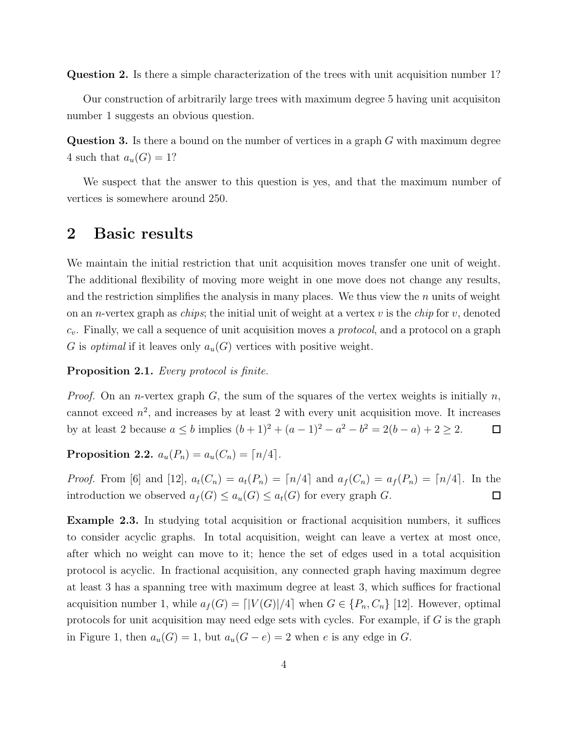**Question 2.** Is there a simple characterization of the trees with unit acquisition number 1?

Our construction of arbitrarily large trees with maximum degree 5 having unit acquisiton number 1 suggests an obvious question.

**Question 3.** Is there a bound on the number of vertices in a graph $G$ with maximum degree 4 such that $a_u(G) = 1$?

We suspect that the answer to this question is yes, and that the maximum number of vertices is somewhere around 250.

## 2 Basic results

We maintain the initial restriction that unit acquisition moves transfer one unit of weight. The additional flexibility of moving more weight in one move does not change any results, and the restriction simplifies the analysis in many places. We thus view the $n$ units of weight on an $n$-vertex graph as *chips*; the initial unit of weight at a vertex $v$ is the *chip* for $v$, denoted $c_v$. Finally, we call a sequence of unit acquisition moves a *protocol*, and a protocol on a graph $G$ is *optimal* if it leaves only $a_u(G)$ vertices with positive weight.

**Proposition 2.1.** *Every protocol is finite.*

*Proof.* On an $n$-vertex graph $G$, the sum of the squares of the vertex weights is initially $n$, cannot exceed $n^2$, and increases by at least 2 with every unit acquisition move. It increases by at least 2 because $a \le b$ implies $(b+1)^2 + (a-1)^2 - a^2 - b^2 = 2(b-a) + 2 \ge 2$. □

**Proposition 2.2.** $a_u(P_n) = a_u(C_n) = \lceil n/4 \rceil$.

*Proof.* From [6] and [12], $a_t(C_n) = a_t(P_n) = \lceil n/4 \rceil$ and $a_f(C_n) = a_f(P_n) = \lceil n/4 \rceil$. In the introduction we observed $a_f(G) \le a_u(G) \le a_t(G)$ for every graph $G$. □

**Example 2.3.** In studying total acquisition or fractional acquisition numbers, it suffices to consider acyclic graphs. In total acquisition, weight can leave a vertex at most once, after which no weight can move to it; hence the set of edges used in a total acquisition protocol is acyclic. In fractional acquisition, any connected graph having maximum degree at least 3 has a spanning tree with maximum degree at least 3, which suffices for fractional acquisition number 1, while $a_f(G) = \lceil |V(G)|/4 \rceil$ when $G \in \{P_n, C_n\}$ [12]. However, optimal protocols for unit acquisition may need edge sets with cycles. For example, if $G$ is the graph in Figure 1, then $a_u(G) = 1$, but $a_u(G - e) = 2$ when $e$ is any edge in $G$.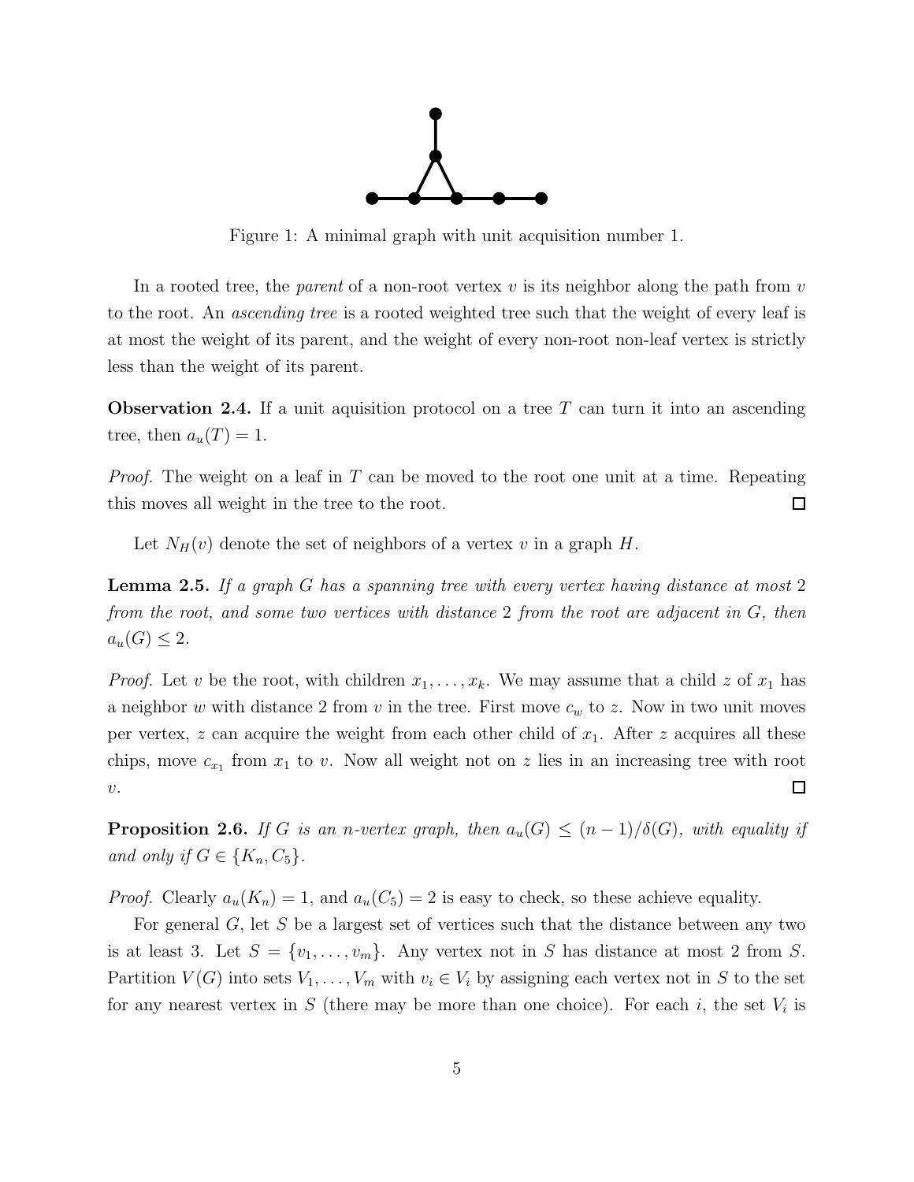Figure 1: A minimal graph with unit acquisition number 1.

In a rooted tree, the *parent* of a non-root vertex $v$ is its neighbor along the path from $v$ to the root. An *ascending tree* is a rooted weighted tree such that the weight of every leaf is at most the weight of its parent, and the weight of every non-root non-leaf vertex is strictly less than the weight of its parent.

**Observation 2.4.** If a unit aquisition protocol on a tree $T$ can turn it into an ascending tree, then $a_u(T) = 1$.

*Proof.* The weight on a leaf in $T$ can be moved to the root one unit at a time. Repeating this moves all weight in the tree to the root. $\square$

Let $N_H(v)$ denote the set of neighbors of a vertex $v$ in a graph $H$.

**Lemma 2.5.** *If a graph $G$ has a spanning tree with every vertex having distance at most 2 from the root, and some two vertices with distance 2 from the root are adjacent in $G$, then $a_u(G) \le 2$.*

*Proof.* Let $v$ be the root, with children $x_1, \ldots, x_k$. We may assume that a child $z$ of $x_1$ has a neighbor $w$ with distance 2 from $v$ in the tree. First move $c_w$ to $z$. Now in two unit moves per vertex, $z$ can acquire the weight from each other child of $x_1$. After $z$ acquires all these chips, move $c_{x_1}$ from $x_1$ to $v$. Now all weight not on $z$ lies in an increasing tree with root $v$. $\square$

**Proposition 2.6.** *If $G$ is an $n$-vertex graph, then $a_u(G) \le (n-1)/\delta(G)$, with equality if and only if $G \in \{K_n, C_5\}$.*

*Proof.* Clearly $a_u(K_n) = 1$, and $a_u(C_5) = 2$ is easy to check, so these achieve equality.

For general $G$, let $S$ be a largest set of vertices such that the distance between any two is at least 3. Let $S = \{v_1, \ldots, v_m\}$. Any vertex not in $S$ has distance at most 2 from $S$. Partition $V(G)$ into sets $V_1, \ldots, V_m$ with $v_i \in V_i$ by assigning each vertex not in $S$ to the set for any nearest vertex in $S$ (there may be more than one choice). For each $i$, the set $V_i$ is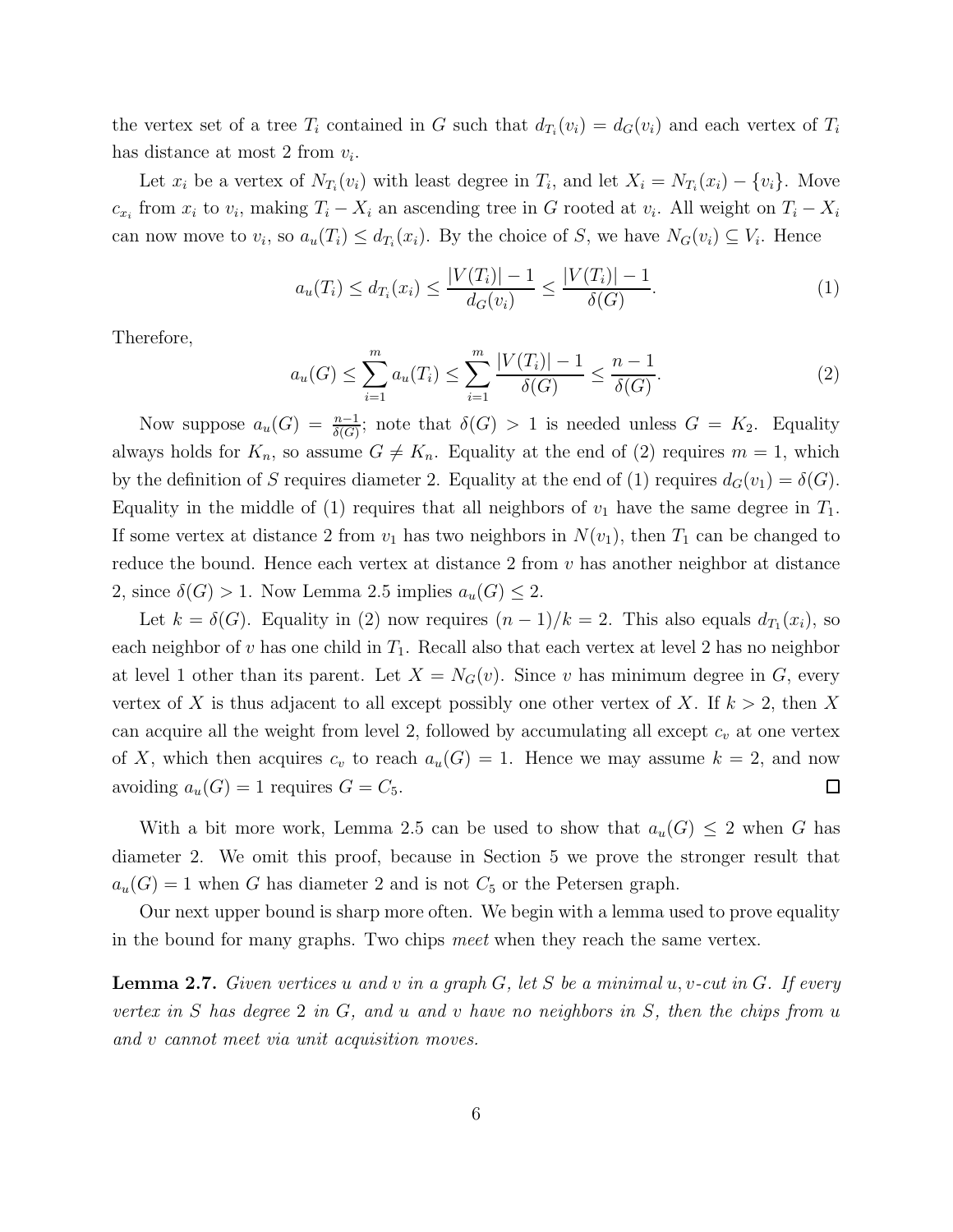the vertex set of a tree $T_i$ contained in $G$ such that $d_{T_i}(v_i) = d_G(v_i)$ and each vertex of $T_i$ has distance at most 2 from $v_i$.

Let $x_i$ be a vertex of $N_{T_i}(v_i)$ with least degree in $T_i$, and let $X_i = N_{T_i}(x_i) - \{v_i\}$. Move $c_{x_i}$ from $x_i$ to $v_i$, making $T_i - X_i$ an ascending tree in $G$ rooted at $v_i$. All weight on $T_i - X_i$ can now move to $v_i$, so $a_u(T_i) \le d_{T_i}(x_i)$. By the choice of $S$, we have $N_G(v_i) \subseteq V_i$. Hence

$$a_u(T_i) \le d_{T_i}(x_i) \le \frac{|V(T_i)| - 1}{d_G(v_i)} \le \frac{|V(T_i)| - 1}{\delta(G)}. \tag{1}$$

Therefore,

$$a_u(G) \le \sum_{i=1}^{m} a_u(T_i) \le \sum_{i=1}^{m} \frac{|V(T_i)| - 1}{\delta(G)} \le \frac{n-1}{\delta(G)}. \tag{2}$$

Now suppose $a_u(G) = \frac{n-1}{\delta(G)}$; note that $\delta(G) > 1$ is needed unless $G = K_2$. Equality always holds for $K_n$, so assume $G \ne K_n$. Equality at the end of (2) requires $m = 1$, which by the definition of $S$ requires diameter 2. Equality at the end of (1) requires $d_G(v_1) = \delta(G)$. Equality in the middle of (1) requires that all neighbors of $v_1$ have the same degree in $T_1$. If some vertex at distance 2 from $v_1$ has two neighbors in $N(v_1)$, then $T_1$ can be changed to reduce the bound. Hence each vertex at distance 2 from $v$ has another neighbor at distance 2, since $\delta(G) > 1$. Now Lemma 2.5 implies $a_u(G) \le 2$.

Let $k = \delta(G)$. Equality in (2) now requires $(n-1)/k = 2$. This also equals $d_{T_1}(x_i)$, so each neighbor of $v$ has one child in $T_1$. Recall also that each vertex at level 2 has no neighbor at level 1 other than its parent. Let $X = N_G(v)$. Since $v$ has minimum degree in $G$, every vertex of $X$ is thus adjacent to all except possibly one other vertex of $X$. If $k > 2$, then $X$ can acquire all the weight from level 2, followed by accumulating all except $c_v$ at one vertex of $X$, which then acquires $c_v$ to reach $a_u(G) = 1$. Hence we may assume $k = 2$, and now avoiding $a_u(G) = 1$ requires $G = C_5$. $\square$

With a bit more work, Lemma 2.5 can be used to show that $a_u(G) \le 2$ when $G$ has diameter 2. We omit this proof, because in Section 5 we prove the stronger result that $a_u(G) = 1$ when $G$ has diameter 2 and is not $C_5$ or the Petersen graph.

Our next upper bound is sharp more often. We begin with a lemma used to prove equality in the bound for many graphs. Two chips *meet* when they reach the same vertex.

**Lemma 2.7.** *Given vertices $u$ and $v$ in a graph $G$, let $S$ be a minimal $u,v$-cut in $G$. If every vertex in $S$ has degree 2 in $G$, and $u$ and $v$ have no neighbors in $S$, then the chips from $u$ and $v$ cannot meet via unit acquisition moves.*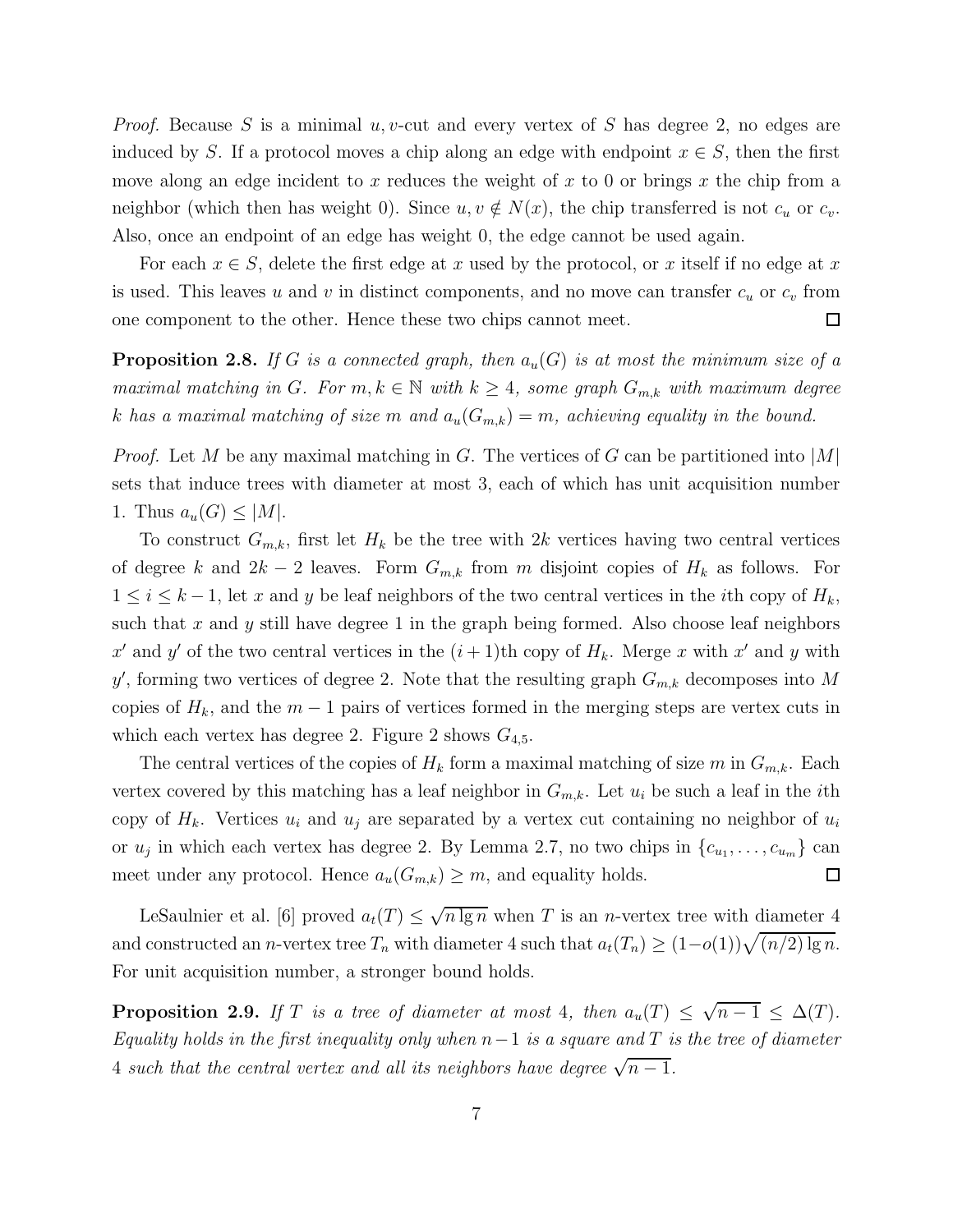*Proof.* Because $S$ is a minimal $u, v$-cut and every vertex of $S$ has degree 2, no edges are induced by $S$. If a protocol moves a chip along an edge with endpoint $x \in S$, then the first move along an edge incident to $x$ reduces the weight of $x$ to 0 or brings $x$ the chip from a neighbor (which then has weight 0). Since $u, v \notin N(x)$, the chip transferred is not $c_u$ or $c_v$. Also, once an endpoint of an edge has weight 0, the edge cannot be used again.

For each $x \in S$, delete the first edge at $x$ used by the protocol, or $x$ itself if no edge at $x$ is used. This leaves $u$ and $v$ in distinct components, and no move can transfer $c_u$ or $c_v$ from one component to the other. Hence these two chips cannot meet. $\square$

**Proposition 2.8.** *If $G$ is a connected graph, then $a_u(G)$ is at most the minimum size of a maximal matching in $G$. For $m, k \in \mathbb{N}$ with $k \geq 4$, some graph $G_{m,k}$ with maximum degree $k$ has a maximal matching of size $m$ and $a_u(G_{m,k}) = m$, achieving equality in the bound.*

*Proof.* Let $M$ be any maximal matching in $G$. The vertices of $G$ can be partitioned into $|M|$ sets that induce trees with diameter at most 3, each of which has unit acquisition number 1. Thus $a_u(G) \leq |M|$.

To construct $G_{m,k}$, first let $H_k$ be the tree with $2k$ vertices having two central vertices of degree $k$ and $2k-2$ leaves. Form $G_{m,k}$ from $m$ disjoint copies of $H_k$ as follows. For $1 \leq i \leq k-1$, let $x$ and $y$ be leaf neighbors of the two central vertices in the $i$th copy of $H_k$, such that $x$ and $y$ still have degree 1 in the graph being formed. Also choose leaf neighbors $x'$ and $y'$ of the two central vertices in the $(i+1)$th copy of $H_k$. Merge $x$ with $x'$ and $y$ with $y'$, forming two vertices of degree 2. Note that the resulting graph $G_{m,k}$ decomposes into $M$ copies of $H_k$, and the $m-1$ pairs of vertices formed in the merging steps are vertex cuts in which each vertex has degree 2. Figure 2 shows $G_{4,5}$.

The central vertices of the copies of $H_k$ form a maximal matching of size $m$ in $G_{m,k}$. Each vertex covered by this matching has a leaf neighbor in $G_{m,k}$. Let $u_i$ be such a leaf in the $i$th copy of $H_k$. Vertices $u_i$ and $u_j$ are separated by a vertex cut containing no neighbor of $u_i$ or $u_j$ in which each vertex has degree 2. By Lemma 2.7, no two chips in $\{c_{u_1}, \ldots, c_{u_m}\}$ can meet under any protocol. Hence $a_u(G_{m,k}) \geq m$, and equality holds. $\square$

LeSaulnier et al. [6] proved $a_t(T) \leq \sqrt{n \lg n}$ when $T$ is an $n$-vertex tree with diameter 4 and constructed an $n$-vertex tree $T_n$ with diameter 4 such that $a_t(T_n) \geq (1-o(1))\sqrt{(n/2)\lg n}$. For unit acquisition number, a stronger bound holds.

**Proposition 2.9.** *If $T$ is a tree of diameter at most 4, then $a_u(T) \leq \sqrt{n-1} \leq \Delta(T)$. Equality holds in the first inequality only when $n-1$ is a square and $T$ is the tree of diameter 4 such that the central vertex and all its neighbors have degree $\sqrt{n-1}$.*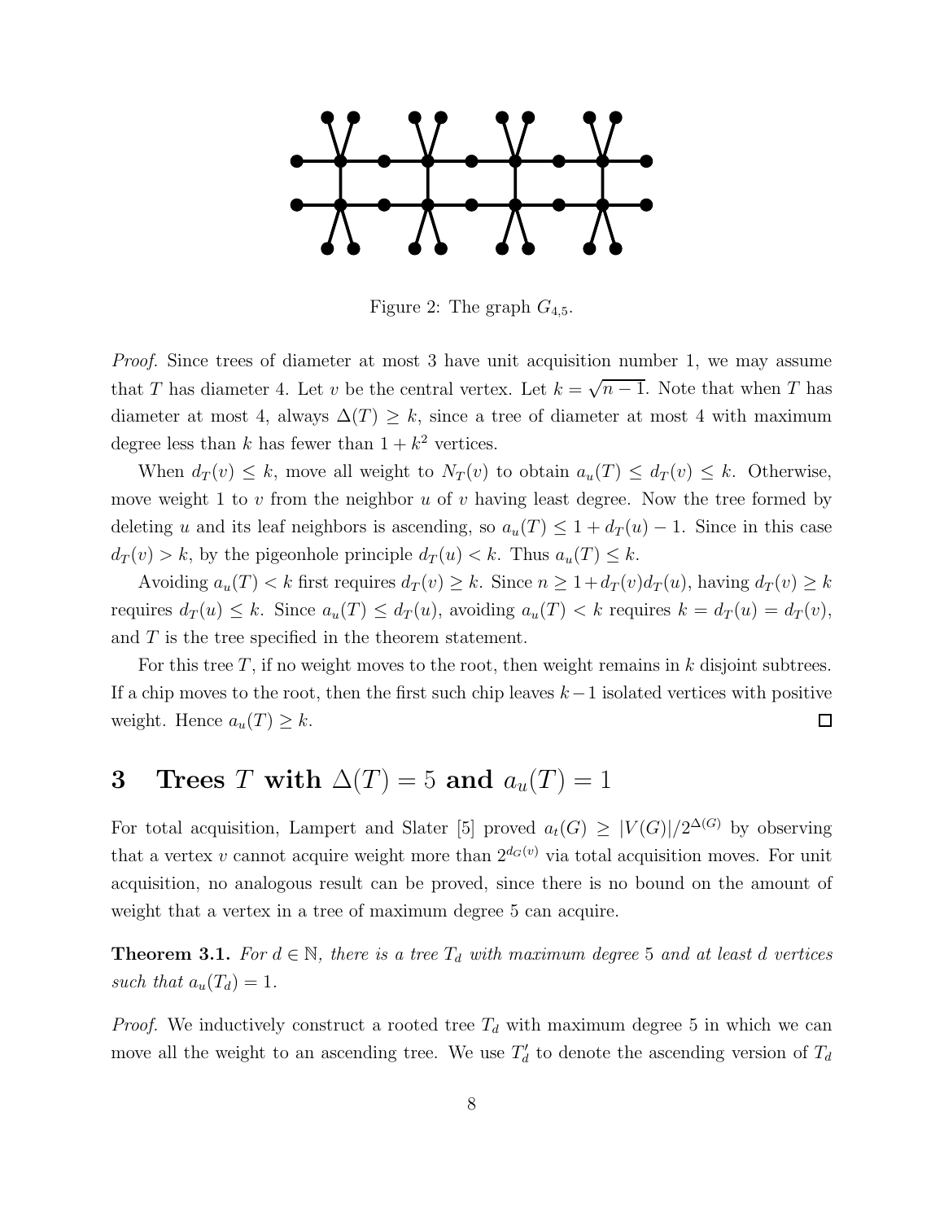Figure 2: The graph $G_{4,5}$.

*Proof.* Since trees of diameter at most 3 have unit acquisition number 1, we may assume that $T$ has diameter 4. Let $v$ be the central vertex. Let $k = \sqrt{n-1}$. Note that when $T$ has diameter at most 4, always $\Delta(T) \geq k$, since a tree of diameter at most 4 with maximum degree less than $k$ has fewer than $1 + k^2$ vertices.

When $d_T(v) \leq k$, move all weight to $N_T(v)$ to obtain $a_u(T) \leq d_T(v) \leq k$. Otherwise, move weight 1 to $v$ from the neighbor $u$ of $v$ having least degree. Now the tree formed by deleting $u$ and its leaf neighbors is ascending, so $a_u(T) \leq 1 + d_T(u) - 1$. Since in this case $d_T(v) > k$, by the pigeonhole principle $d_T(u) < k$. Thus $a_u(T) \leq k$.

Avoiding $a_u(T) < k$ first requires $d_T(v) \geq k$. Since $n \geq 1 + d_T(v)d_T(u)$, having $d_T(v) \geq k$ requires $d_T(u) \leq k$. Since $a_u(T) \leq d_T(u)$, avoiding $a_u(T) < k$ requires $k = d_T(u) = d_T(v)$, and $T$ is the tree specified in the theorem statement.

For this tree $T$, if no weight moves to the root, then weight remains in $k$ disjoint subtrees. If a chip moves to the root, then the first such chip leaves $k-1$ isolated vertices with positive weight. Hence $a_u(T) \geq k$. □

## 3 Trees $T$ with $\Delta(T) = 5$ and $a_u(T) = 1$

For total acquisition, Lampert and Slater [5] proved $a_t(G) \geq |V(G)|/2^{\Delta(G)}$ by observing that a vertex $v$ cannot acquire weight more than $2^{d_G(v)}$ via total acquisition moves. For unit acquisition, no analogous result can be proved, since there is no bound on the amount of weight that a vertex in a tree of maximum degree 5 can acquire.

**Theorem 3.1.** *For $d \in \mathbb{N}$, there is a tree $T_d$ with maximum degree 5 and at least $d$ vertices such that $a_u(T_d) = 1$.*

*Proof.* We inductively construct a rooted tree $T_d$ with maximum degree 5 in which we can move all the weight to an ascending tree. We use $T'_d$ to denote the ascending version of $T_d$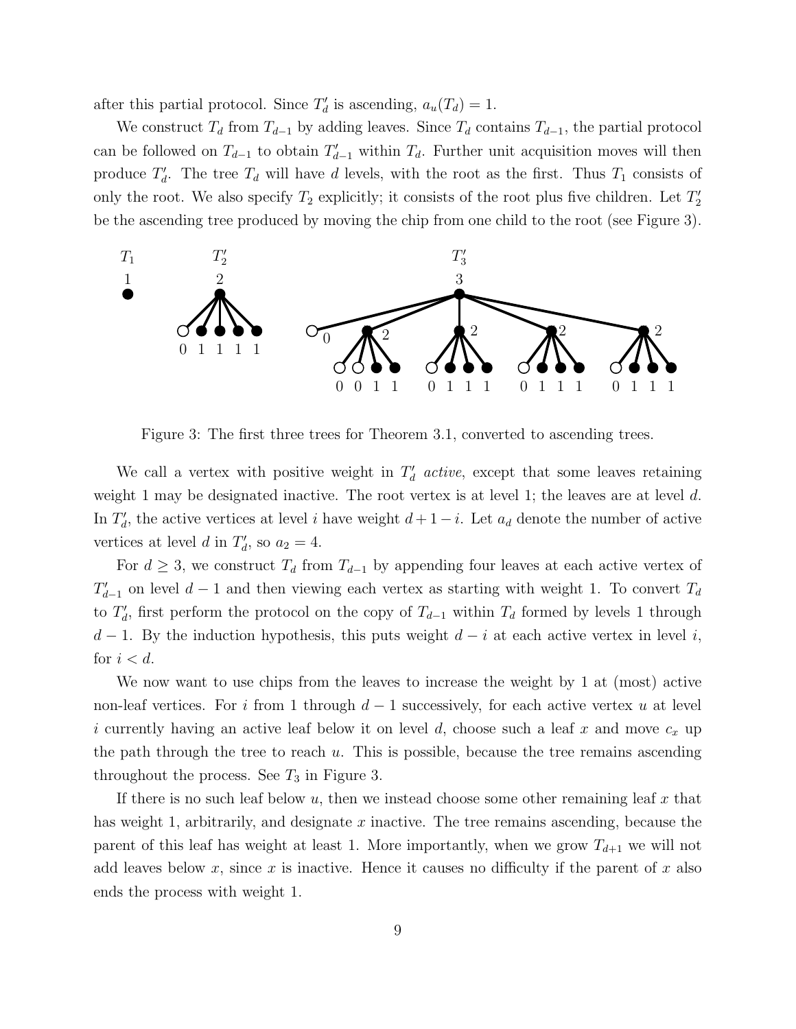after this partial protocol. Since $T'_d$ is ascending, $a_u(T_d) = 1$.

We construct $T_d$ from $T_{d-1}$ by adding leaves. Since $T_d$ contains $T_{d-1}$, the partial protocol can be followed on $T_{d-1}$ to obtain $T'_{d-1}$ within $T_d$. Further unit acquisition moves will then produce $T'_d$. The tree $T_d$ will have $d$ levels, with the root as the first. Thus $T_1$ consists of only the root. We also specify $T_2$ explicitly; it consists of the root plus five children. Let $T'_2$ be the ascending tree produced by moving the chip from one child to the root (see Figure 3).

$T_1$

1

$T'_2$

2

0 1 1 1 1

$T'_3$

3

0 2 2 2 2

0 0 1 1 0 1 1 1 0 1 1 1 0 1 1 1

Figure 3: The first three trees for Theorem 3.1, converted to ascending trees.

We call a vertex with positive weight in $T'_d$ *active*, except that some leaves retaining weight 1 may be designated inactive. The root vertex is at level 1; the leaves are at level $d$. In $T'_d$, the active vertices at level $i$ have weight $d+1-i$. Let $a_d$ denote the number of active vertices at level $d$ in $T'_d$, so $a_2 = 4$.

For $d \geq 3$, we construct $T_d$ from $T_{d-1}$ by appending four leaves at each active vertex of $T'_{d-1}$ on level $d-1$ and then viewing each vertex as starting with weight 1. To convert $T_d$ to $T'_d$, first perform the protocol on the copy of $T_{d-1}$ within $T_d$ formed by levels 1 through $d-1$. By the induction hypothesis, this puts weight $d-i$ at each active vertex in level $i$, for $i < d$.

We now want to use chips from the leaves to increase the weight by 1 at (most) active non-leaf vertices. For $i$ from 1 through $d-1$ successively, for each active vertex $u$ at level $i$ currently having an active leaf below it on level $d$, choose such a leaf $x$ and move $c_x$ up the path through the tree to reach $u$. This is possible, because the tree remains ascending throughout the process. See $T_3$ in Figure 3.

If there is no such leaf below $u$, then we instead choose some other remaining leaf $x$ that has weight 1, arbitrarily, and designate $x$ inactive. The tree remains ascending, because the parent of this leaf has weight at least 1. More importantly, when we grow $T_{d+1}$ we will not add leaves below $x$, since $x$ is inactive. Hence it causes no difficulty if the parent of $x$ also ends the process with weight 1.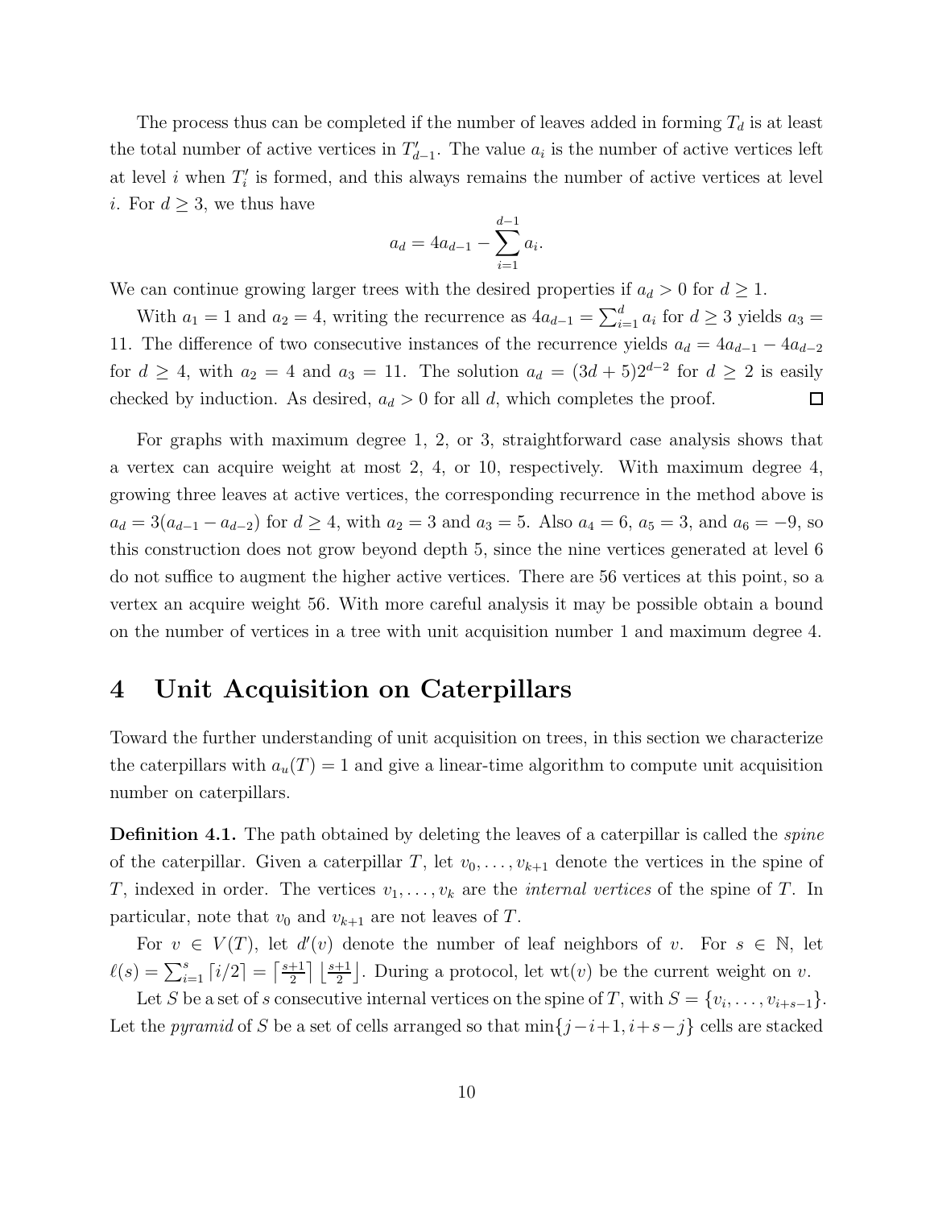The process thus can be completed if the number of leaves added in forming $T_d$ is at least the total number of active vertices in $T'_{d-1}$. The value $a_i$ is the number of active vertices left at level $i$ when $T'_i$ is formed, and this always remains the number of active vertices at level $i$. For $d \geq 3$, we thus have

$$a_d = 4a_{d-1} - \sum_{i=1}^{d-1} a_i.$$

We can continue growing larger trees with the desired properties if $a_d > 0$ for $d \geq 1$.

With $a_1 = 1$ and $a_2 = 4$, writing the recurrence as $4a_{d-1} = \sum_{i=1}^{d} a_i$ for $d \geq 3$ yields $a_3 = 11$. The difference of two consecutive instances of the recurrence yields $a_d = 4a_{d-1} - 4a_{d-2}$ for $d \geq 4$, with $a_2 = 4$ and $a_3 = 11$. The solution $a_d = (3d+5)2^{d-2}$ for $d \geq 2$ is easily checked by induction. As desired, $a_d > 0$ for all $d$, which completes the proof. $\square$

For graphs with maximum degree 1, 2, or 3, straightforward case analysis shows that a vertex can acquire weight at most 2, 4, or 10, respectively. With maximum degree 4, growing three leaves at active vertices, the corresponding recurrence in the method above is $a_d = 3(a_{d-1} - a_{d-2})$ for $d \geq 4$, with $a_2 = 3$ and $a_3 = 5$. Also $a_4 = 6$, $a_5 = 3$, and $a_6 = -9$, so this construction does not grow beyond depth 5, since the nine vertices generated at level 6 do not suffice to augment the higher active vertices. There are 56 vertices at this point, so a vertex an acquire weight 56. With more careful analysis it may be possible obtain a bound on the number of vertices in a tree with unit acquisition number 1 and maximum degree 4.

# 4 Unit Acquisition on Caterpillars

Toward the further understanding of unit acquisition on trees, in this section we characterize the caterpillars with $a_u(T) = 1$ and give a linear-time algorithm to compute unit acquisition number on caterpillars.

**Definition 4.1.** The path obtained by deleting the leaves of a caterpillar is called the *spine* of the caterpillar. Given a caterpillar $T$, let $v_0, \ldots, v_{k+1}$ denote the vertices in the spine of $T$, indexed in order. The vertices $v_1, \ldots, v_k$ are the *internal vertices* of the spine of $T$. In particular, note that $v_0$ and $v_{k+1}$ are not leaves of $T$.

For $v \in V(T)$, let $d'(v)$ denote the number of leaf neighbors of $v$. For $s \in \mathbb{N}$, let $\ell(s) = \sum_{i=1}^{s} \lceil i/2 \rceil = \left\lceil \frac{s+1}{2} \right\rceil \left\lfloor \frac{s+1}{2} \right\rfloor$. During a protocol, let $\mathrm{wt}(v)$ be the current weight on $v$.

Let $S$ be a set of $s$ consecutive internal vertices on the spine of $T$, with $S = \{v_i, \ldots, v_{i+s-1}\}$. Let the *pyramid* of $S$ be a set of cells arranged so that $\min\{j-i+1, i+s-j\}$ cells are stacked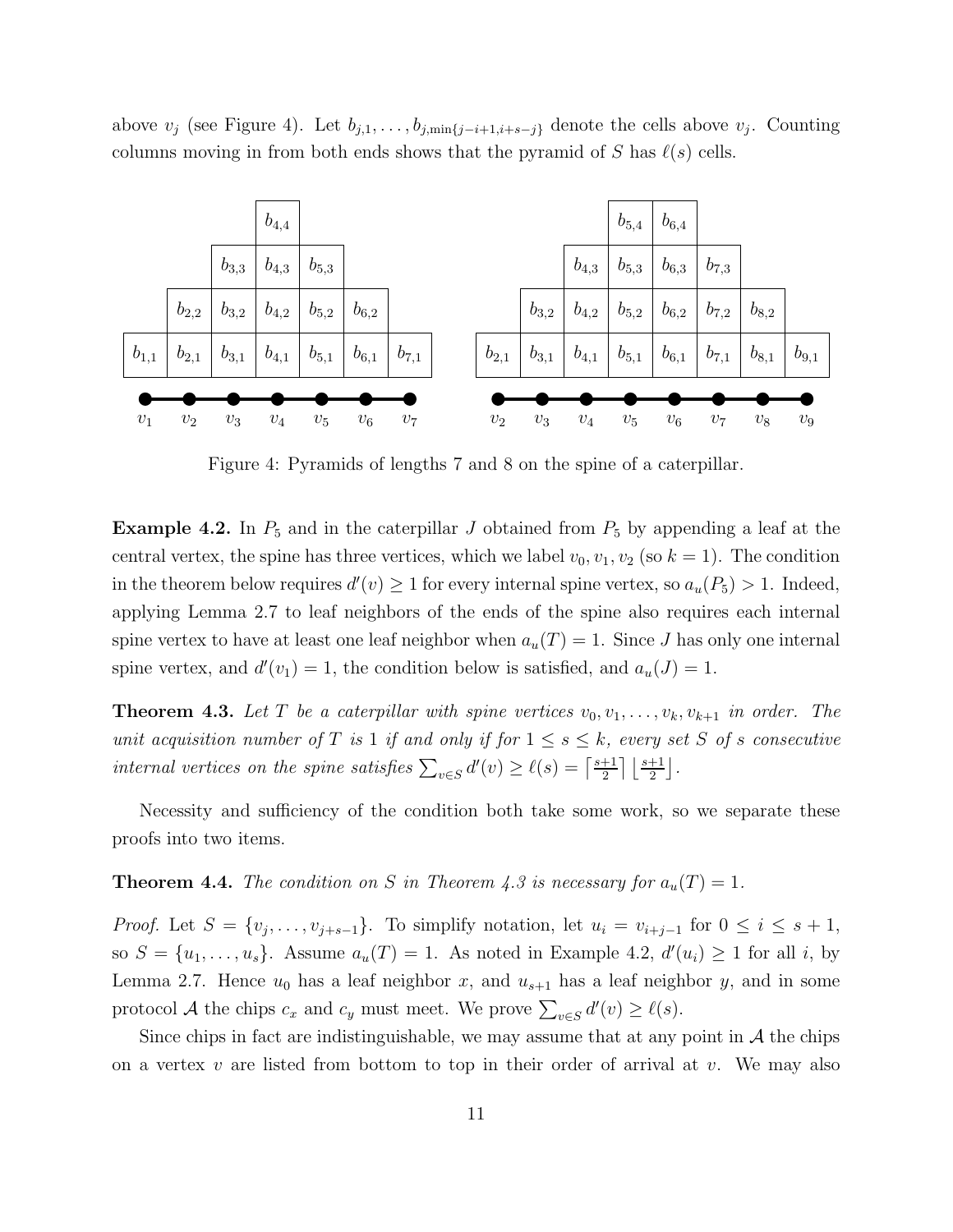above $v_j$ (see Figure 4). Let $b_{j,1}, \ldots, b_{j,\min\{j-i+1,i+s-j\}}$ denote the cells above $v_j$. Counting columns moving in from both ends shows that the pyramid of $S$ has $\ell(s)$ cells.

$b_{4,4}$

$b_{3,3}$ $b_{4,3}$ $b_{5,3}$

$b_{2,2}$ $b_{3,2}$ $b_{4,2}$ $b_{5,2}$ $b_{6,2}$

$b_{1,1}$ $b_{2,1}$ $b_{3,1}$ $b_{4,1}$ $b_{5,1}$ $b_{6,1}$ $b_{7,1}$

$v_1$ $v_2$ $v_3$ $v_4$ $v_5$ $v_6$ $v_7$

$b_{5,4}$ $b_{6,4}$

$b_{4,3}$ $b_{5,3}$ $b_{6,3}$ $b_{7,3}$

$b_{3,2}$ $b_{4,2}$ $b_{5,2}$ $b_{6,2}$ $b_{7,2}$ $b_{8,2}$

$b_{2,1}$ $b_{3,1}$ $b_{4,1}$ $b_{5,1}$ $b_{6,1}$ $b_{7,1}$ $b_{8,1}$ $b_{9,1}$

$v_2$ $v_3$ $v_4$ $v_5$ $v_6$ $v_7$ $v_8$ $v_9$

Figure 4: Pyramids of lengths 7 and 8 on the spine of a caterpillar.

**Example 4.2.** In $P_5$ and in the caterpillar $J$ obtained from $P_5$ by appending a leaf at the central vertex, the spine has three vertices, which we label $v_0, v_1, v_2$ (so $k = 1$). The condition in the theorem below requires $d'(v) \geq 1$ for every internal spine vertex, so $a_u(P_5) > 1$. Indeed, applying Lemma 2.7 to leaf neighbors of the ends of the spine also requires each internal spine vertex to have at least one leaf neighbor when $a_u(T) = 1$. Since $J$ has only one internal spine vertex, and $d'(v_1) = 1$, the condition below is satisfied, and $a_u(J) = 1$.

**Theorem 4.3.** *Let $T$ be a caterpillar with spine vertices $v_0, v_1, \ldots, v_k, v_{k+1}$ in order. The unit acquisition number of $T$ is 1 if and only if for $1 \leq s \leq k$, every set $S$ of $s$ consecutive internal vertices on the spine satisfies $\sum_{v \in S} d'(v) \geq \ell(s) = \left\lceil \frac{s+1}{2} \right\rceil \left\lfloor \frac{s+1}{2} \right\rfloor$.*

Necessity and sufficiency of the condition both take some work, so we separate these proofs into two items.

**Theorem 4.4.** *The condition on $S$ in Theorem 4.3 is necessary for $a_u(T) = 1$.*

*Proof.* Let $S = \{v_j, \ldots, v_{j+s-1}\}$. To simplify notation, let $u_i = v_{i+j-1}$ for $0 \leq i \leq s+1$, so $S = \{u_1, \ldots, u_s\}$. Assume $a_u(T) = 1$. As noted in Example 4.2, $d'(u_i) \geq 1$ for all $i$, by Lemma 2.7. Hence $u_0$ has a leaf neighbor $x$, and $u_{s+1}$ has a leaf neighbor $y$, and in some protocol $\mathcal{A}$ the chips $c_x$ and $c_y$ must meet. We prove $\sum_{v \in S} d'(v) \geq \ell(s)$.

Since chips in fact are indistinguishable, we may assume that at any point in $\mathcal{A}$ the chips on a vertex $v$ are listed from bottom to top in their order of arrival at $v$. We may also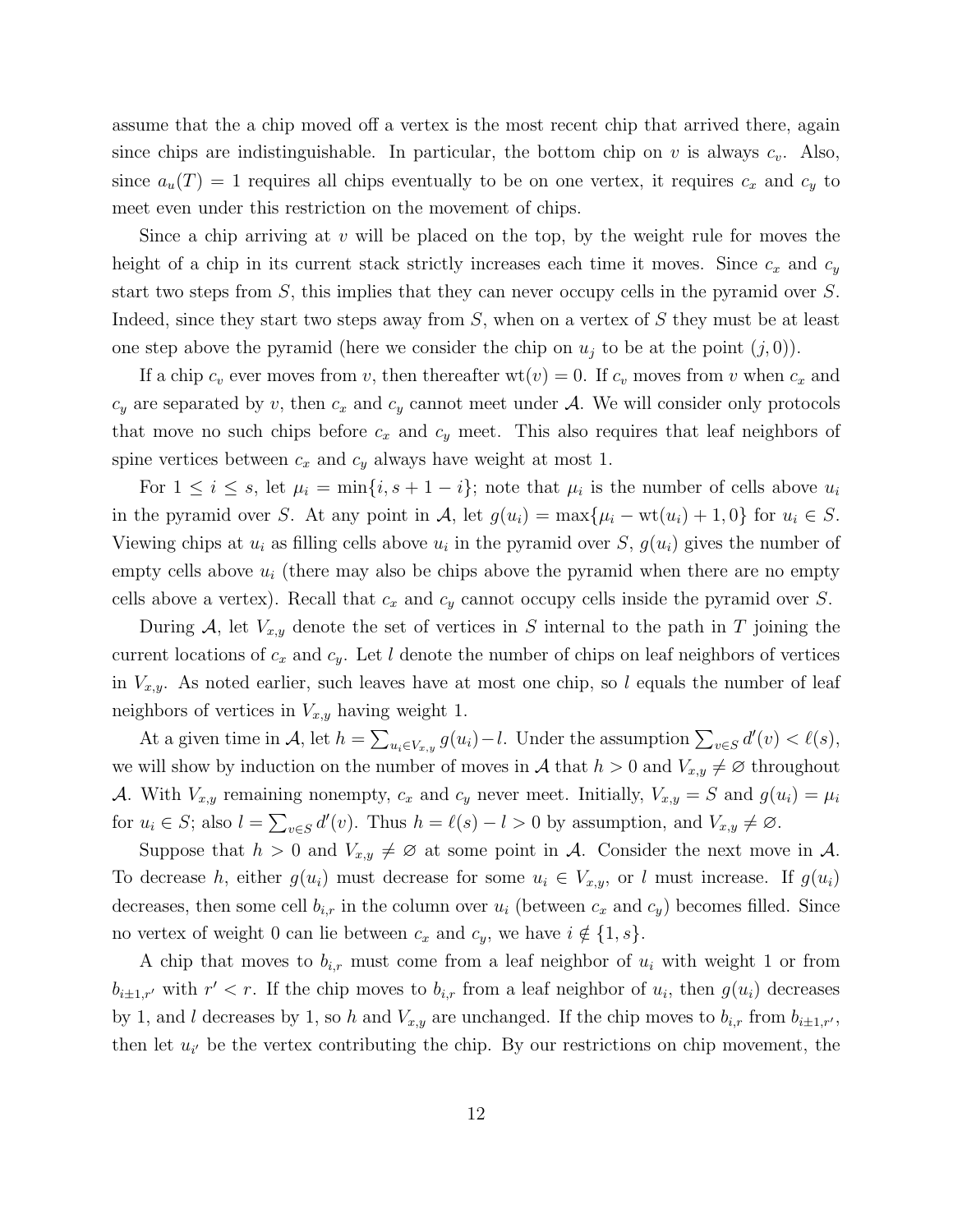assume that the a chip moved off a vertex is the most recent chip that arrived there, again since chips are indistinguishable. In particular, the bottom chip on $v$ is always $c_v$. Also, since $a_u(T) = 1$ requires all chips eventually to be on one vertex, it requires $c_x$ and $c_y$ to meet even under this restriction on the movement of chips.

Since a chip arriving at $v$ will be placed on the top, by the weight rule for moves the height of a chip in its current stack strictly increases each time it moves. Since $c_x$ and $c_y$ start two steps from $S$, this implies that they can never occupy cells in the pyramid over $S$. Indeed, since they start two steps away from $S$, when on a vertex of $S$ they must be at least one step above the pyramid (here we consider the chip on $u_j$ to be at the point $(j, 0)$).

If a chip $c_v$ ever moves from $v$, then thereafter $\mathrm{wt}(v) = 0$. If $c_v$ moves from $v$ when $c_x$ and $c_y$ are separated by $v$, then $c_x$ and $c_y$ cannot meet under $\mathcal{A}$. We will consider only protocols that move no such chips before $c_x$ and $c_y$ meet. This also requires that leaf neighbors of spine vertices between $c_x$ and $c_y$ always have weight at most 1.

For $1 \le i \le s$, let $\mu_i = \min\{i, s + 1 - i\}$; note that $\mu_i$ is the number of cells above $u_i$ in the pyramid over $S$. At any point in $\mathcal{A}$, let $g(u_i) = \max\{\mu_i - \mathrm{wt}(u_i) + 1, 0\}$ for $u_i \in S$. Viewing chips at $u_i$ as filling cells above $u_i$ in the pyramid over $S$, $g(u_i)$ gives the number of empty cells above $u_i$ (there may also be chips above the pyramid when there are no empty cells above a vertex). Recall that $c_x$ and $c_y$ cannot occupy cells inside the pyramid over $S$.

During $\mathcal{A}$, let $V_{x,y}$ denote the set of vertices in $S$ internal to the path in $T$ joining the current locations of $c_x$ and $c_y$. Let $l$ denote the number of chips on leaf neighbors of vertices in $V_{x,y}$. As noted earlier, such leaves have at most one chip, so $l$ equals the number of leaf neighbors of vertices in $V_{x,y}$ having weight 1.

At a given time in $\mathcal{A}$, let $h = \sum_{u_i \in V_{x,y}} g(u_i) - l$. Under the assumption $\sum_{v \in S} d'(v) < \ell(s)$, we will show by induction on the number of moves in $\mathcal{A}$ that $h > 0$ and $V_{x,y} \neq \varnothing$ throughout $\mathcal{A}$. With $V_{x,y}$ remaining nonempty, $c_x$ and $c_y$ never meet. Initially, $V_{x,y} = S$ and $g(u_i) = \mu_i$ for $u_i \in S$; also $l = \sum_{v \in S} d'(v)$. Thus $h = \ell(s) - l > 0$ by assumption, and $V_{x,y} \neq \varnothing$.

Suppose that $h > 0$ and $V_{x,y} \neq \varnothing$ at some point in $\mathcal{A}$. Consider the next move in $\mathcal{A}$. To decrease $h$, either $g(u_i)$ must decrease for some $u_i \in V_{x,y}$, or $l$ must increase. If $g(u_i)$ decreases, then some cell $b_{i,r}$ in the column over $u_i$ (between $c_x$ and $c_y$) becomes filled. Since no vertex of weight 0 can lie between $c_x$ and $c_y$, we have $i \notin \{1, s\}$.

A chip that moves to $b_{i,r}$ must come from a leaf neighbor of $u_i$ with weight 1 or from $b_{i\pm1,r'}$ with $r' < r$. If the chip moves to $b_{i,r}$ from a leaf neighbor of $u_i$, then $g(u_i)$ decreases by 1, and $l$ decreases by 1, so $h$ and $V_{x,y}$ are unchanged. If the chip moves to $b_{i,r}$ from $b_{i\pm1,r'}$, then let $u_{i'}$ be the vertex contributing the chip. By our restrictions on chip movement, the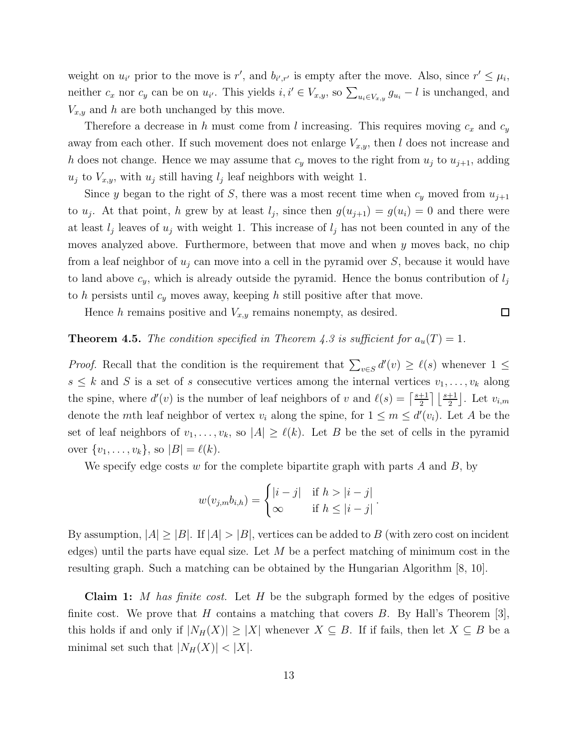weight on $u_{i'}$ prior to the move is $r'$, and $b_{i',r'}$ is empty after the move. Also, since $r' \leq \mu_i$, neither $c_x$ nor $c_y$ can be on $u_{i'}$. This yields $i, i' \in V_{x,y}$, so $\sum_{u_i \in V_{x,y}} g_{u_i} - l$ is unchanged, and $V_{x,y}$ and $h$ are both unchanged by this move.

Therefore a decrease in $h$ must come from $l$ increasing. This requires moving $c_x$ and $c_y$ away from each other. If such movement does not enlarge $V_{x,y}$, then $l$ does not increase and $h$ does not change. Hence we may assume that $c_y$ moves to the right from $u_j$ to $u_{j+1}$, adding $u_j$ to $V_{x,y}$, with $u_j$ still having $l_j$ leaf neighbors with weight 1.

Since $y$ began to the right of $S$, there was a most recent time when $c_y$ moved from $u_{j+1}$ to $u_j$. At that point, $h$ grew by at least $l_j$, since then $g(u_{j+1}) = g(u_i) = 0$ and there were at least $l_j$ leaves of $u_j$ with weight 1. This increase of $l_j$ has not been counted in any of the moves analyzed above. Furthermore, between that move and when $y$ moves back, no chip from a leaf neighbor of $u_j$ can move into a cell in the pyramid over $S$, because it would have to land above $c_y$, which is already outside the pyramid. Hence the bonus contribution of $l_j$ to $h$ persists until $c_y$ moves away, keeping $h$ still positive after that move.

Hence $h$ remains positive and $V_{x,y}$ remains nonempty, as desired. □

**Theorem 4.5.** *The condition specified in Theorem 4.3 is sufficient for $a_u(T) = 1$.*

*Proof.* Recall that the condition is the requirement that $\sum_{v \in S} d'(v) \geq \ell(s)$ whenever $1 \leq s \leq k$ and $S$ is a set of $s$ consecutive vertices among the internal vertices $v_1, \ldots, v_k$ along the spine, where $d'(v)$ is the number of leaf neighbors of $v$ and $\ell(s) = \left\lceil \frac{s+1}{2} \right\rceil \left\lfloor \frac{s+1}{2} \right\rfloor$. Let $v_{i,m}$ denote the $m$th leaf neighbor of vertex $v_i$ along the spine, for $1 \leq m \leq d'(v_i)$. Let $A$ be the set of leaf neighbors of $v_1, \ldots, v_k$, so $|A| \geq \ell(k)$. Let $B$ be the set of cells in the pyramid over $\{v_1, \ldots, v_k\}$, so $|B| = \ell(k)$.

We specify edge costs $w$ for the complete bipartite graph with parts $A$ and $B$, by

$$w(v_{j,m}b_{i,h}) = \begin{cases} |i-j| & \text{if } h > |i-j| \\ \infty & \text{if } h \leq |i-j| \end{cases}.$$

By assumption, $|A| \geq |B|$. If $|A| > |B|$, vertices can be added to $B$ (with zero cost on incident edges) until the parts have equal size. Let $M$ be a perfect matching of minimum cost in the resulting graph. Such a matching can be obtained by the Hungarian Algorithm [8, 10].

**Claim 1:** *$M$ has finite cost.* Let $H$ be the subgraph formed by the edges of positive finite cost. We prove that $H$ contains a matching that covers $B$. By Hall's Theorem [3], this holds if and only if $|N_H(X)| \geq |X|$ whenever $X \subseteq B$. If if fails, then let $X \subseteq B$ be a minimal set such that $|N_H(X)| < |X|$.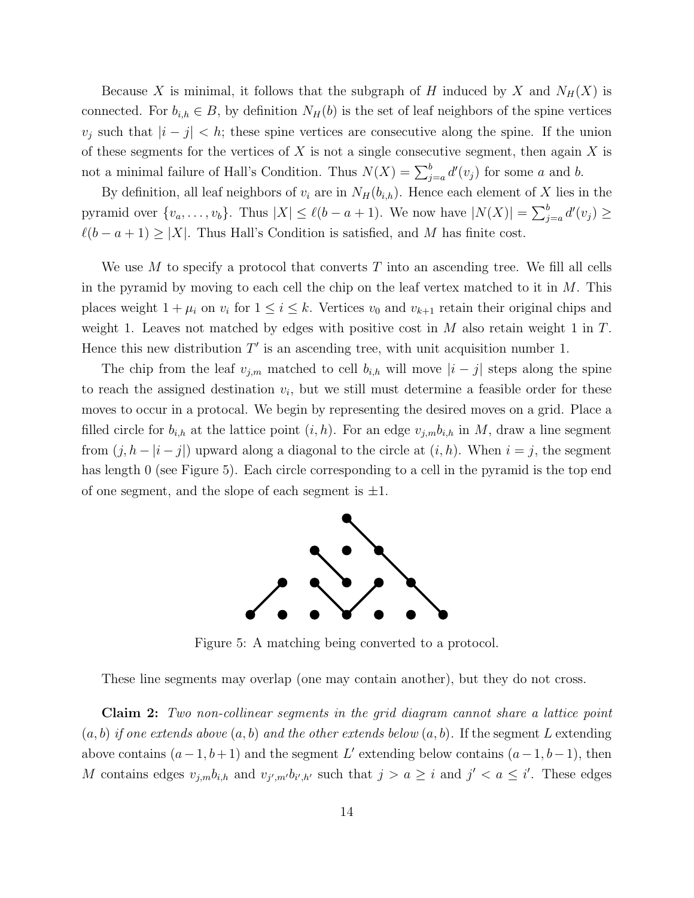Because $X$ is minimal, it follows that the subgraph of $H$ induced by $X$ and $N_H(X)$ is connected. For $b_{i,h} \in B$, by definition $N_H(b)$ is the set of leaf neighbors of the spine vertices $v_j$ such that $|i-j| < h$; these spine vertices are consecutive along the spine. If the union of these segments for the vertices of $X$ is not a single consecutive segment, then again $X$ is not a minimal failure of Hall's Condition. Thus $N(X) = \sum_{j=a}^{b} d'(v_j)$ for some $a$ and $b$.

By definition, all leaf neighbors of $v_i$ are in $N_H(b_{i,h})$. Hence each element of $X$ lies in the pyramid over $\{v_a, \ldots, v_b\}$. Thus $|X| \leq \ell(b-a+1)$. We now have $|N(X)| = \sum_{j=a}^{b} d'(v_j) \geq \ell(b-a+1) \geq |X|$. Thus Hall's Condition is satisfied, and $M$ has finite cost.

We use $M$ to specify a protocol that converts $T$ into an ascending tree. We fill all cells in the pyramid by moving to each cell the chip on the leaf vertex matched to it in $M$. This places weight $1+\mu_i$ on $v_i$ for $1 \leq i \leq k$. Vertices $v_0$ and $v_{k+1}$ retain their original chips and weight 1. Leaves not matched by edges with positive cost in $M$ also retain weight 1 in $T$. Hence this new distribution $T'$ is an ascending tree, with unit acquisition number 1.

The chip from the leaf $v_{j,m}$ matched to cell $b_{i,h}$ will move $|i-j|$ steps along the spine to reach the assigned destination $v_i$, but we still must determine a feasible order for these moves to occur in a protocal. We begin by representing the desired moves on a grid. Place a filled circle for $b_{i,h}$ at the lattice point $(i,h)$. For an edge $v_{j,m}b_{i,h}$ in $M$, draw a line segment from $(j, h-|i-j|)$ upward along a diagonal to the circle at $(i,h)$. When $i=j$, the segment has length 0 (see Figure 5). Each circle corresponding to a cell in the pyramid is the top end of one segment, and the slope of each segment is $\pm 1$.

Figure 5: A matching being converted to a protocol.

These line segments may overlap (one may contain another), but they do not cross.

**Claim 2:** *Two non-collinear segments in the grid diagram cannot share a lattice point $(a,b)$ if one extends above $(a,b)$ and the other extends below $(a,b)$.* If the segment $L$ extending above contains $(a-1,b+1)$ and the segment $L'$ extending below contains $(a-1,b-1)$, then $M$ contains edges $v_{j,m}b_{i,h}$ and $v_{j',m'}b_{i',h'}$ such that $j > a \geq i$ and $j' < a \leq i'$. These edges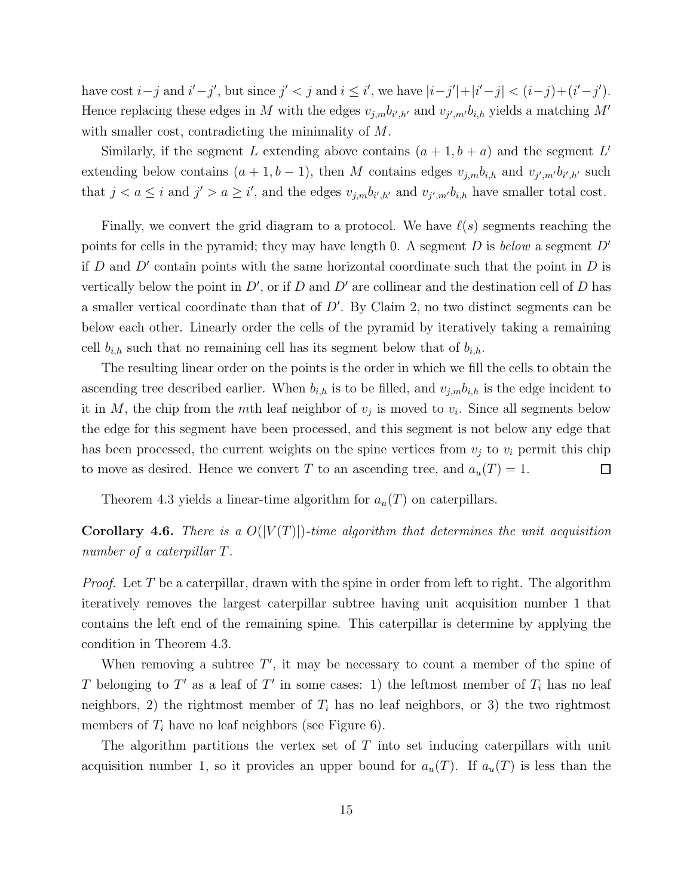have cost $i-j$ and $i'-j'$, but since $j' < j$ and $i \le i'$, we have $|i-j'|+|i'-j| < (i-j)+(i'-j')$. Hence replacing these edges in $M$ with the edges $v_{j,m}b_{i',h'}$ and $v_{j',m'}b_{i,h}$ yields a matching $M'$ with smaller cost, contradicting the minimality of $M$.

Similarly, if the segment $L$ extending above contains $(a+1, b+a)$ and the segment $L'$ extending below contains $(a+1, b-1)$, then $M$ contains edges $v_{j,m}b_{i,h}$ and $v_{j',m'}b_{i',h'}$ such that $j < a \le i$ and $j' > a \ge i'$, and the edges $v_{j,m}b_{i',h'}$ and $v_{j',m'}b_{i,h}$ have smaller total cost.

Finally, we convert the grid diagram to a protocol. We have $\ell(s)$ segments reaching the points for cells in the pyramid; they may have length 0. A segment $D$ is *below* a segment $D'$ if $D$ and $D'$ contain points with the same horizontal coordinate such that the point in $D$ is vertically below the point in $D'$, or if $D$ and $D'$ are collinear and the destination cell of $D$ has a smaller vertical coordinate than that of $D'$. By Claim 2, no two distinct segments can be below each other. Linearly order the cells of the pyramid by iteratively taking a remaining cell $b_{i,h}$ such that no remaining cell has its segment below that of $b_{i,h}$.

The resulting linear order on the points is the order in which we fill the cells to obtain the ascending tree described earlier. When $b_{i,h}$ is to be filled, and $v_{j,m}b_{i,h}$ is the edge incident to it in $M$, the chip from the $m$th leaf neighbor of $v_j$ is moved to $v_i$. Since all segments below the edge for this segment have been processed, and this segment is not below any edge that has been processed, the current weights on the spine vertices from $v_j$ to $v_i$ permit this chip to move as desired. Hence we convert $T$ to an ascending tree, and $a_u(T) = 1$. ∎

Theorem 4.3 yields a linear-time algorithm for $a_u(T)$ on caterpillars.

**Corollary 4.6.** *There is a $O(|V(T)|)$-time algorithm that determines the unit acquisition number of a caterpillar $T$.*

*Proof.* Let $T$ be a caterpillar, drawn with the spine in order from left to right. The algorithm iteratively removes the largest caterpillar subtree having unit acquisition number 1 that contains the left end of the remaining spine. This caterpillar is determine by applying the condition in Theorem 4.3.

When removing a subtree $T'$, it may be necessary to count a member of the spine of $T$ belonging to $T'$ as a leaf of $T'$ in some cases: 1) the leftmost member of $T_i$ has no leaf neighbors, 2) the rightmost member of $T_i$ has no leaf neighbors, or 3) the two rightmost members of $T_i$ have no leaf neighbors (see Figure 6).

The algorithm partitions the vertex set of $T$ into set inducing caterpillars with unit acquisition number 1, so it provides an upper bound for $a_u(T)$. If $a_u(T)$ is less than the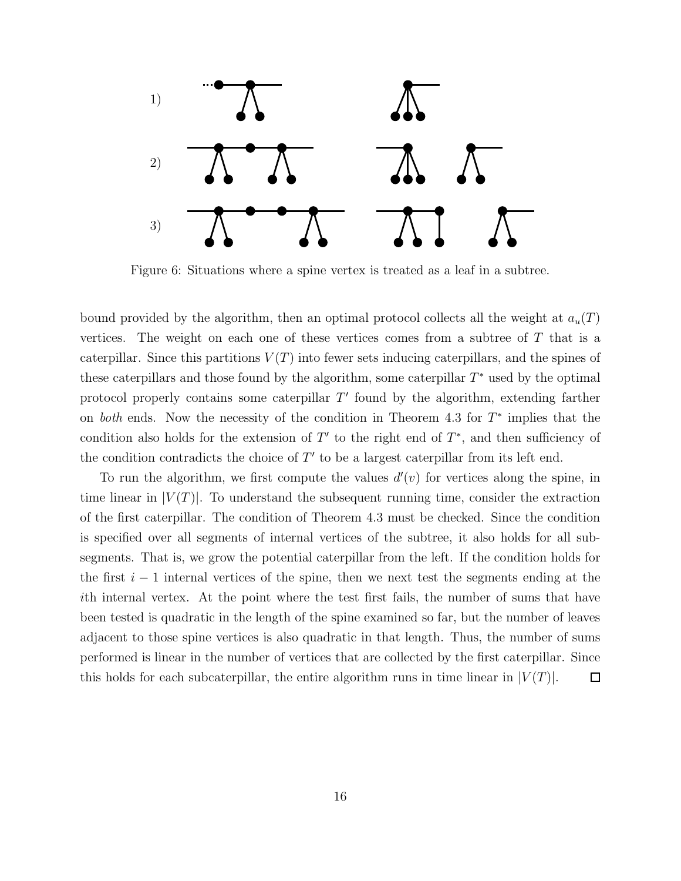1)

2)

3)

Figure 6: Situations where a spine vertex is treated as a leaf in a subtree.

bound provided by the algorithm, then an optimal protocol collects all the weight at $a_u(T)$ vertices. The weight on each one of these vertices comes from a subtree of $T$ that is a caterpillar. Since this partitions $V(T)$ into fewer sets inducing caterpillars, and the spines of these caterpillars and those found by the algorithm, some caterpillar $T^*$ used by the optimal protocol properly contains some caterpillar $T'$ found by the algorithm, extending farther on *both* ends. Now the necessity of the condition in Theorem 4.3 for $T^*$ implies that the condition also holds for the extension of $T'$ to the right end of $T^*$, and then sufficiency of the condition contradicts the choice of $T'$ to be a largest caterpillar from its left end.

To run the algorithm, we first compute the values $d'(v)$ for vertices along the spine, in time linear in $|V(T)|$. To understand the subsequent running time, consider the extraction of the first caterpillar. The condition of Theorem 4.3 must be checked. Since the condition is specified over all segments of internal vertices of the subtree, it also holds for all subsegments. That is, we grow the potential caterpillar from the left. If the condition holds for the first $i-1$ internal vertices of the spine, then we next test the segments ending at the $i$th internal vertex. At the point where the test first fails, the number of sums that have been tested is quadratic in the length of the spine examined so far, but the number of leaves adjacent to those spine vertices is also quadratic in that length. Thus, the number of sums performed is linear in the number of vertices that are collected by the first caterpillar. Since this holds for each subcaterpillar, the entire algorithm runs in time linear in $|V(T)|$. $\square$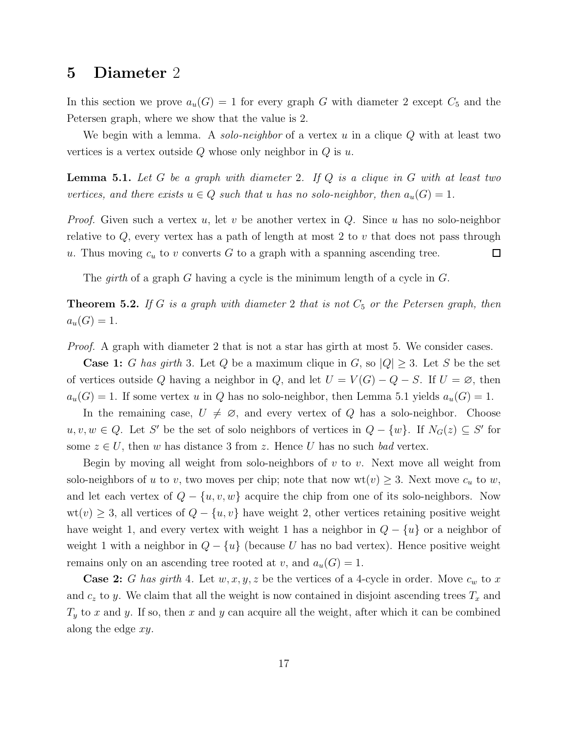## 5 Diameter 2

In this section we prove $a_u(G) = 1$ for every graph $G$ with diameter 2 except $C_5$ and the Petersen graph, where we show that the value is 2.

We begin with a lemma. A *solo-neighbor* of a vertex $u$ in a clique $Q$ with at least two vertices is a vertex outside $Q$ whose only neighbor in $Q$ is $u$.

**Lemma 5.1.** *Let $G$ be a graph with diameter 2. If $Q$ is a clique in $G$ with at least two vertices, and there exists $u \in Q$ such that $u$ has no solo-neighbor, then $a_u(G) = 1$.*

*Proof.* Given such a vertex $u$, let $v$ be another vertex in $Q$. Since $u$ has no solo-neighbor relative to $Q$, every vertex has a path of length at most 2 to $v$ that does not pass through $u$. Thus moving $c_u$ to $v$ converts $G$ to a graph with a spanning ascending tree. □

The *girth* of a graph $G$ having a cycle is the minimum length of a cycle in $G$.

**Theorem 5.2.** *If $G$ is a graph with diameter 2 that is not $C_5$ or the Petersen graph, then $a_u(G) = 1$.*

*Proof.* A graph with diameter 2 that is not a star has girth at most 5. We consider cases.

**Case 1:** *$G$ has girth 3.* Let $Q$ be a maximum clique in $G$, so $|Q| \geq 3$. Let $S$ be the set of vertices outside $Q$ having a neighbor in $Q$, and let $U = V(G) - Q - S$. If $U = \varnothing$, then $a_u(G) = 1$. If some vertex $u$ in $Q$ has no solo-neighbor, then Lemma 5.1 yields $a_u(G) = 1$.

In the remaining case, $U \neq \varnothing$, and every vertex of $Q$ has a solo-neighbor. Choose $u, v, w \in Q$. Let $S'$ be the set of solo neighbors of vertices in $Q - \{w\}$. If $N_G(z) \subseteq S'$ for some $z \in U$, then $w$ has distance 3 from $z$. Hence $U$ has no such *bad* vertex.

Begin by moving all weight from solo-neighbors of $v$ to $v$. Next move all weight from solo-neighbors of $u$ to $v$, two moves per chip; note that now $\mathrm{wt}(v) \geq 3$. Next move $c_u$ to $w$, and let each vertex of $Q - \{u, v, w\}$ acquire the chip from one of its solo-neighbors. Now $\mathrm{wt}(v) \geq 3$, all vertices of $Q - \{u, v\}$ have weight 2, other vertices retaining positive weight have weight 1, and every vertex with weight 1 has a neighbor in $Q - \{u\}$ or a neighbor of weight 1 with a neighbor in $Q - \{u\}$ (because $U$ has no bad vertex). Hence positive weight remains only on an ascending tree rooted at $v$, and $a_u(G) = 1$.

**Case 2:** *$G$ has girth 4.* Let $w, x, y, z$ be the vertices of a 4-cycle in order. Move $c_w$ to $x$ and $c_z$ to $y$. We claim that all the weight is now contained in disjoint ascending trees $T_x$ and $T_y$ to $x$ and $y$. If so, then $x$ and $y$ can acquire all the weight, after which it can be combined along the edge $xy$.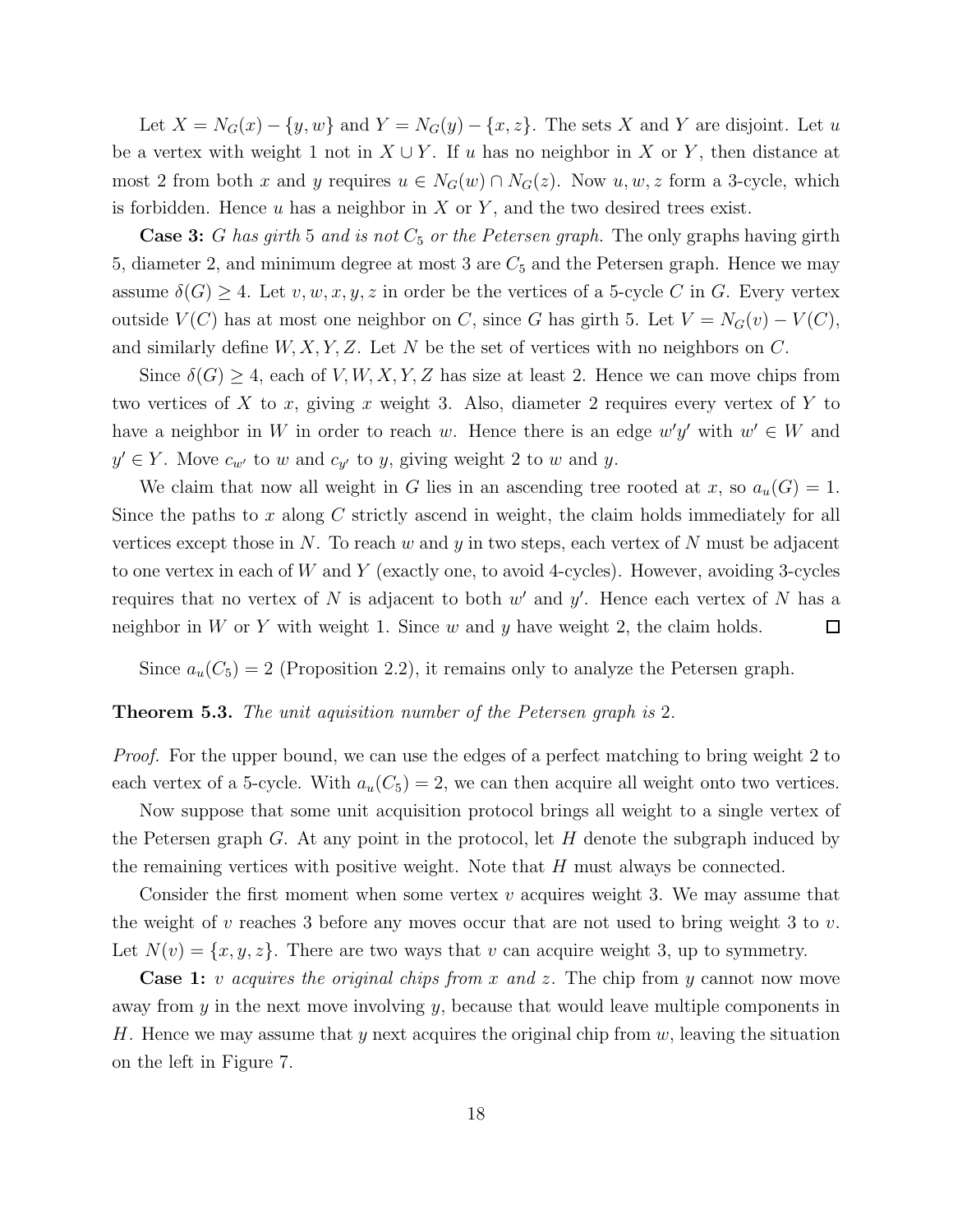Let $X = N_G(x) - \{y, w\}$ and $Y = N_G(y) - \{x, z\}$. The sets $X$ and $Y$ are disjoint. Let $u$ be a vertex with weight 1 not in $X \cup Y$. If $u$ has no neighbor in $X$ or $Y$, then distance at most 2 from both $x$ and $y$ requires $u \in N_G(w) \cap N_G(z)$. Now $u, w, z$ form a 3-cycle, which is forbidden. Hence $u$ has a neighbor in $X$ or $Y$, and the two desired trees exist.

**Case 3:** *$G$ has girth 5 and is not $C_5$ or the Petersen graph.* The only graphs having girth 5, diameter 2, and minimum degree at most 3 are $C_5$ and the Petersen graph. Hence we may assume $\delta(G) \geq 4$. Let $v, w, x, y, z$ in order be the vertices of a 5-cycle $C$ in $G$. Every vertex outside $V(C)$ has at most one neighbor on $C$, since $G$ has girth 5. Let $V = N_G(v) - V(C)$, and similarly define $W, X, Y, Z$. Let $N$ be the set of vertices with no neighbors on $C$.

Since $\delta(G) \geq 4$, each of $V, W, X, Y, Z$ has size at least 2. Hence we can move chips from two vertices of $X$ to $x$, giving $x$ weight 3. Also, diameter 2 requires every vertex of $Y$ to have a neighbor in $W$ in order to reach $w$. Hence there is an edge $w'y'$ with $w' \in W$ and $y' \in Y$. Move $c_{w'}$ to $w$ and $c_{y'}$ to $y$, giving weight 2 to $w$ and $y$.

We claim that now all weight in $G$ lies in an ascending tree rooted at $x$, so $a_u(G) = 1$. Since the paths to $x$ along $C$ strictly ascend in weight, the claim holds immediately for all vertices except those in $N$. To reach $w$ and $y$ in two steps, each vertex of $N$ must be adjacent to one vertex in each of $W$ and $Y$ (exactly one, to avoid 4-cycles). However, avoiding 3-cycles requires that no vertex of $N$ is adjacent to both $w'$ and $y'$. Hence each vertex of $N$ has a neighbor in $W$ or $Y$ with weight 1. Since $w$ and $y$ have weight 2, the claim holds. $\square$

Since $a_u(C_5) = 2$ (Proposition 2.2), it remains only to analyze the Petersen graph.

**Theorem 5.3.** *The unit aquisition number of the Petersen graph is* 2.

*Proof.* For the upper bound, we can use the edges of a perfect matching to bring weight 2 to each vertex of a 5-cycle. With $a_u(C_5) = 2$, we can then acquire all weight onto two vertices.

Now suppose that some unit acquisition protocol brings all weight to a single vertex of the Petersen graph $G$. At any point in the protocol, let $H$ denote the subgraph induced by the remaining vertices with positive weight. Note that $H$ must always be connected.

Consider the first moment when some vertex $v$ acquires weight 3. We may assume that the weight of $v$ reaches 3 before any moves occur that are not used to bring weight 3 to $v$. Let $N(v) = \{x, y, z\}$. There are two ways that $v$ can acquire weight 3, up to symmetry.

**Case 1:** *$v$ acquires the original chips from $x$ and $z$.* The chip from $y$ cannot now move away from $y$ in the next move involving $y$, because that would leave multiple components in $H$. Hence we may assume that $y$ next acquires the original chip from $w$, leaving the situation on the left in Figure 7.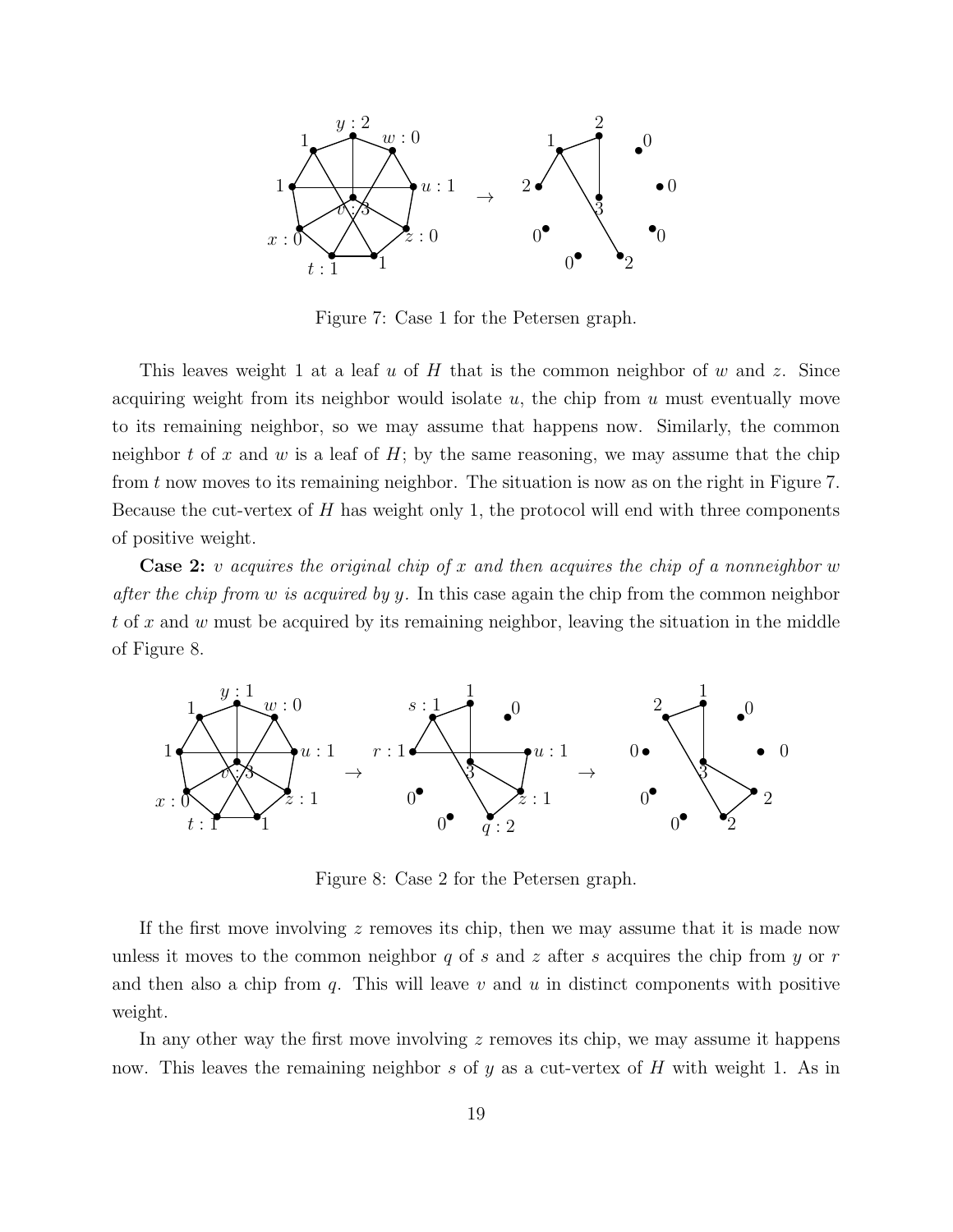Figure 7: Case 1 for the Petersen graph.

This leaves weight 1 at a leaf $u$ of $H$ that is the common neighbor of $w$ and $z$. Since acquiring weight from its neighbor would isolate $u$, the chip from $u$ must eventually move to its remaining neighbor, so we may assume that happens now. Similarly, the common neighbor $t$ of $x$ and $w$ is a leaf of $H$; by the same reasoning, we may assume that the chip from $t$ now moves to its remaining neighbor. The situation is now as on the right in Figure 7. Because the cut-vertex of $H$ has weight only 1, the protocol will end with three components of positive weight.

**Case 2:** *$v$ acquires the original chip of $x$ and then acquires the chip of a nonneighbor $w$ after the chip from $w$ is acquired by $y$.* In this case again the chip from the common neighbor $t$ of $x$ and $w$ must be acquired by its remaining neighbor, leaving the situation in the middle of Figure 8.

Figure 8: Case 2 for the Petersen graph.

If the first move involving $z$ removes its chip, then we may assume that it is made now unless it moves to the common neighbor $q$ of $s$ and $z$ after $s$ acquires the chip from $y$ or $r$ and then also a chip from $q$. This will leave $v$ and $u$ in distinct components with positive weight.

In any other way the first move involving $z$ removes its chip, we may assume it happens now. This leaves the remaining neighbor $s$ of $y$ as a cut-vertex of $H$ with weight 1. As in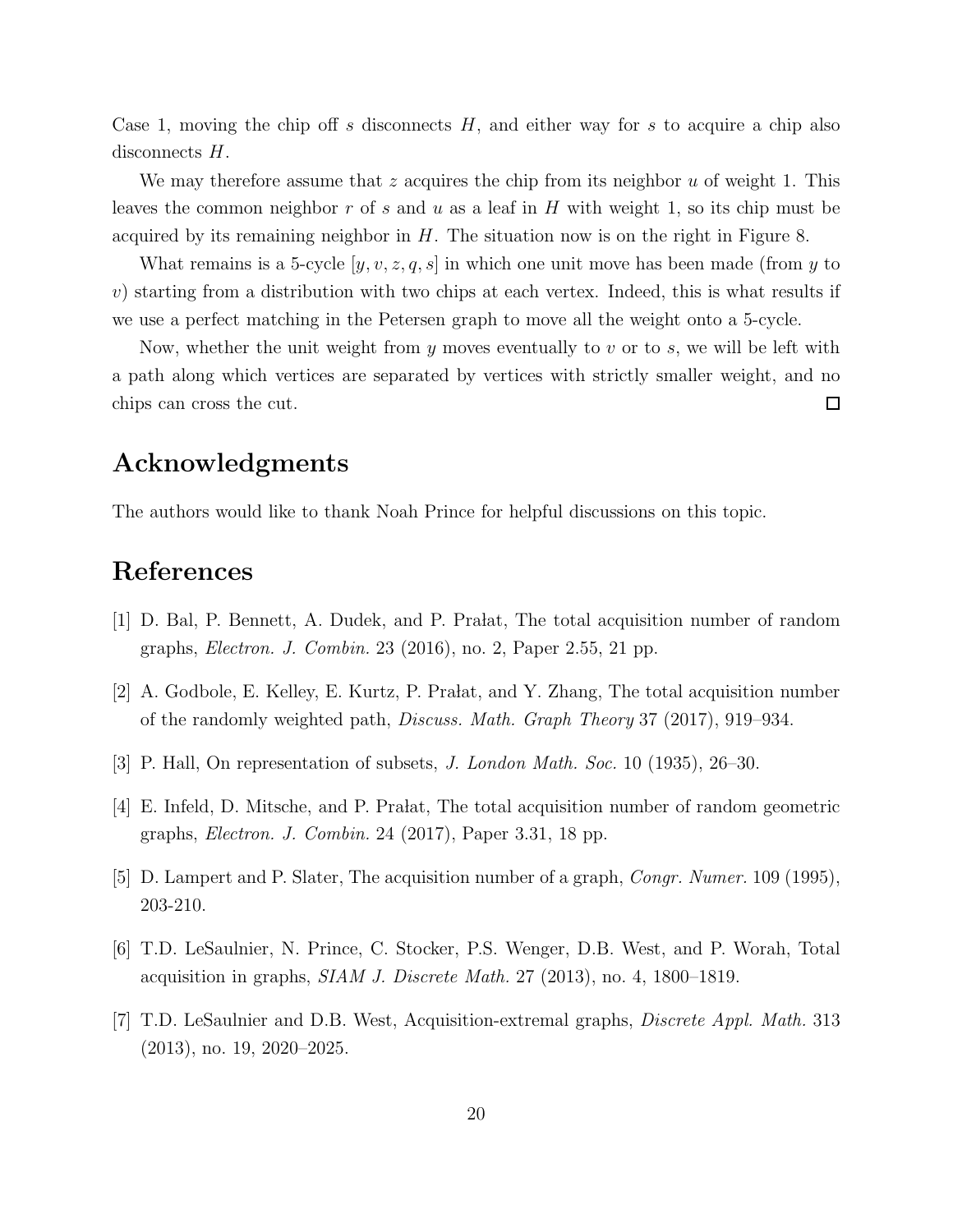Case 1, moving the chip off $s$ disconnects $H$, and either way for $s$ to acquire a chip also disconnects $H$.

We may therefore assume that $z$ acquires the chip from its neighbor $u$ of weight 1. This leaves the common neighbor $r$ of $s$ and $u$ as a leaf in $H$ with weight 1, so its chip must be acquired by its remaining neighbor in $H$. The situation now is on the right in Figure 8.

What remains is a 5-cycle $[y, v, z, q, s]$ in which one unit move has been made (from $y$ to $v$) starting from a distribution with two chips at each vertex. Indeed, this is what results if we use a perfect matching in the Petersen graph to move all the weight onto a 5-cycle.

Now, whether the unit weight from $y$ moves eventually to $v$ or to $s$, we will be left with a path along which vertices are separated by vertices with strictly smaller weight, and no chips can cross the cut. □

## Acknowledgments

The authors would like to thank Noah Prince for helpful discussions on this topic.

## References

[1] D. Bal, P. Bennett, A. Dudek, and P. Prałat, The total acquisition number of random graphs, *Electron. J. Combin.* 23 (2016), no. 2, Paper 2.55, 21 pp.

[2] A. Godbole, E. Kelley, E. Kurtz, P. Prałat, and Y. Zhang, The total acquisition number of the randomly weighted path, *Discuss. Math. Graph Theory* 37 (2017), 919–934.

[3] P. Hall, On representation of subsets, *J. London Math. Soc.* 10 (1935), 26–30.

[4] E. Infeld, D. Mitsche, and P. Prałat, The total acquisition number of random geometric graphs, *Electron. J. Combin.* 24 (2017), Paper 3.31, 18 pp.

[5] D. Lampert and P. Slater, The acquisition number of a graph, *Congr. Numer.* 109 (1995), 203-210.

[6] T.D. LeSaulnier, N. Prince, C. Stocker, P.S. Wenger, D.B. West, and P. Worah, Total acquisition in graphs, *SIAM J. Discrete Math.* 27 (2013), no. 4, 1800–1819.

[7] T.D. LeSaulnier and D.B. West, Acquisition-extremal graphs, *Discrete Appl. Math.* 313 (2013), no. 19, 2020–2025.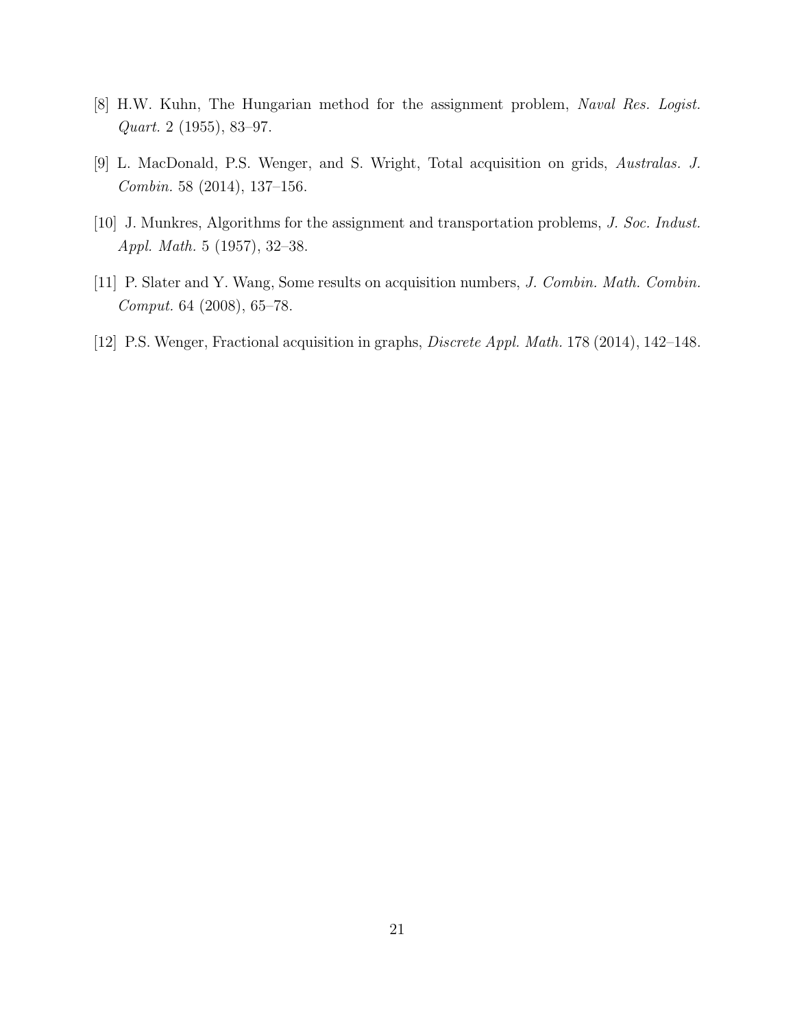[8] H.W. Kuhn, The Hungarian method for the assignment problem, *Naval Res. Logist. Quart.* 2 (1955), 83–97.

[9] L. MacDonald, P.S. Wenger, and S. Wright, Total acquisition on grids, *Australas. J. Combin.* 58 (2014), 137–156.

[10] J. Munkres, Algorithms for the assignment and transportation problems, *J. Soc. Indust. Appl. Math.* 5 (1957), 32–38.

[11] P. Slater and Y. Wang, Some results on acquisition numbers, *J. Combin. Math. Combin. Comput.* 64 (2008), 65–78.

[12] P.S. Wenger, Fractional acquisition in graphs, *Discrete Appl. Math.* 178 (2014), 142–148.